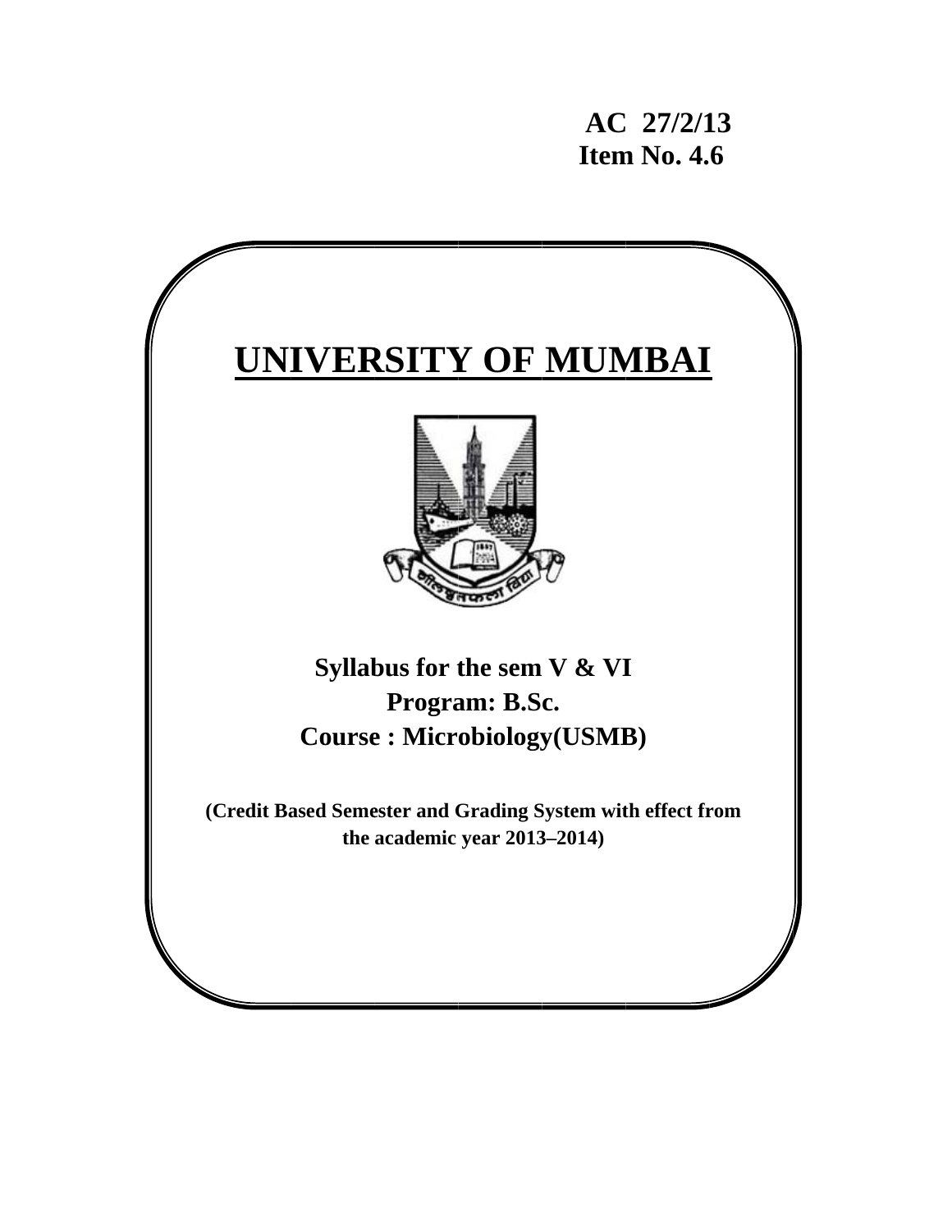**AC 27/2/13**
**Item No. 4.6**

# UNIVERSITY OF MUMBAI

**Syllabus for the sem V & VI**

**Program: B.Sc.**

**Course : Microbiology(USMB)**

**(Credit Based Semester and Grading System with effect from the academic year 2013–2014)**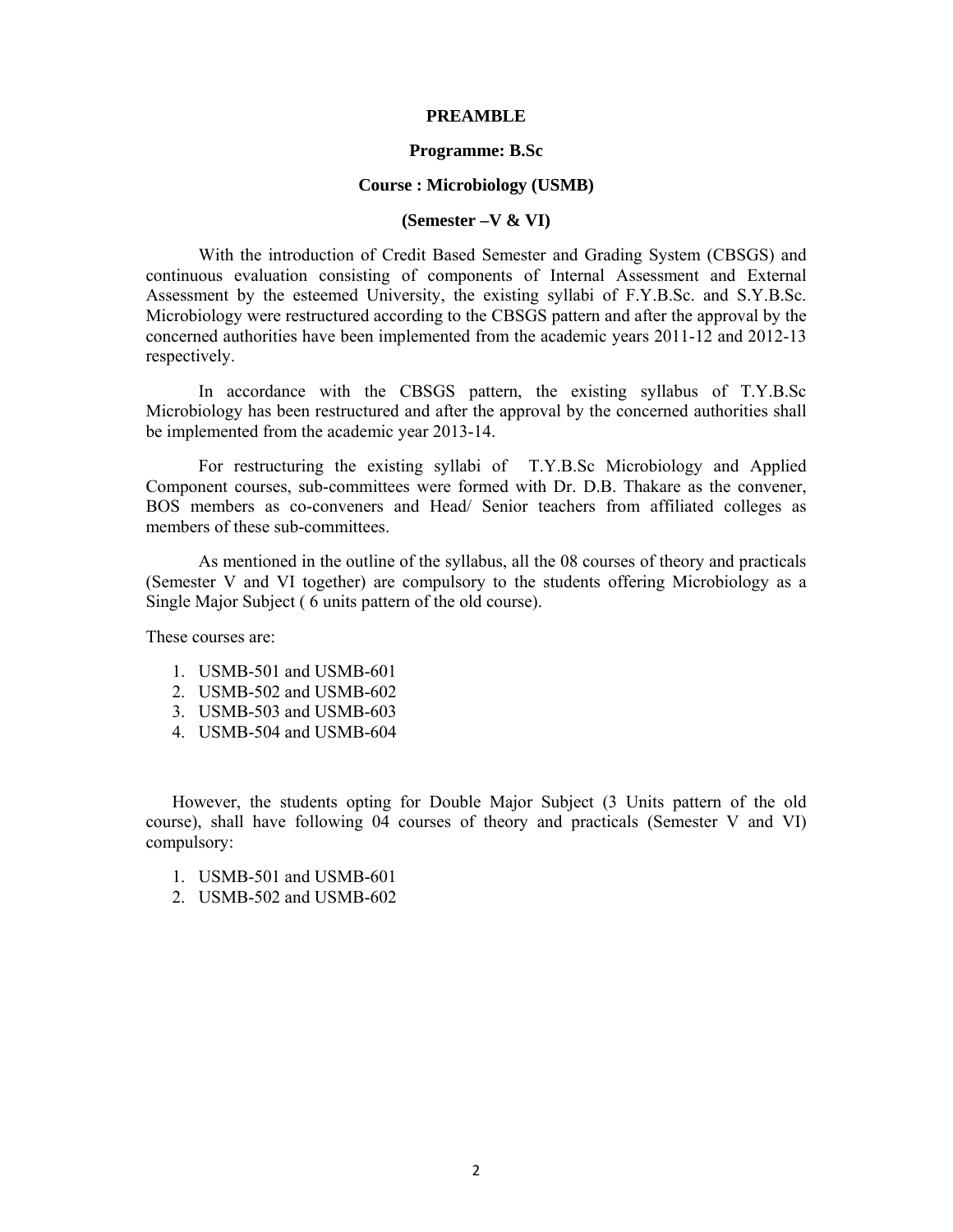# PREAMBLE

## Programme: B.Sc

## Course : Microbiology (USMB)

## (Semester –V & VI)

With the introduction of Credit Based Semester and Grading System (CBSGS) and continuous evaluation consisting of components of Internal Assessment and External Assessment by the esteemed University, the existing syllabi of F.Y.B.Sc. and S.Y.B.Sc. Microbiology were restructured according to the CBSGS pattern and after the approval by the concerned authorities have been implemented from the academic years 2011-12 and 2012-13 respectively.

In accordance with the CBSGS pattern, the existing syllabus of T.Y.B.Sc Microbiology has been restructured and after the approval by the concerned authorities shall be implemented from the academic year 2013-14.

For restructuring the existing syllabi of T.Y.B.Sc Microbiology and Applied Component courses, sub-committees were formed with Dr. D.B. Thakare as the convener, BOS members as co-conveners and Head/ Senior teachers from affiliated colleges as members of these sub-committees.

As mentioned in the outline of the syllabus, all the 08 courses of theory and practicals (Semester V and VI together) are compulsory to the students offering Microbiology as a Single Major Subject ( 6 units pattern of the old course).

These courses are:

1. USMB-501 and USMB-601
2. USMB-502 and USMB-602
3. USMB-503 and USMB-603
4. USMB-504 and USMB-604

However, the students opting for Double Major Subject (3 Units pattern of the old course), shall have following 04 courses of theory and practicals (Semester V and VI) compulsory:

1. USMB-501 and USMB-601
2. USMB-502 and USMB-602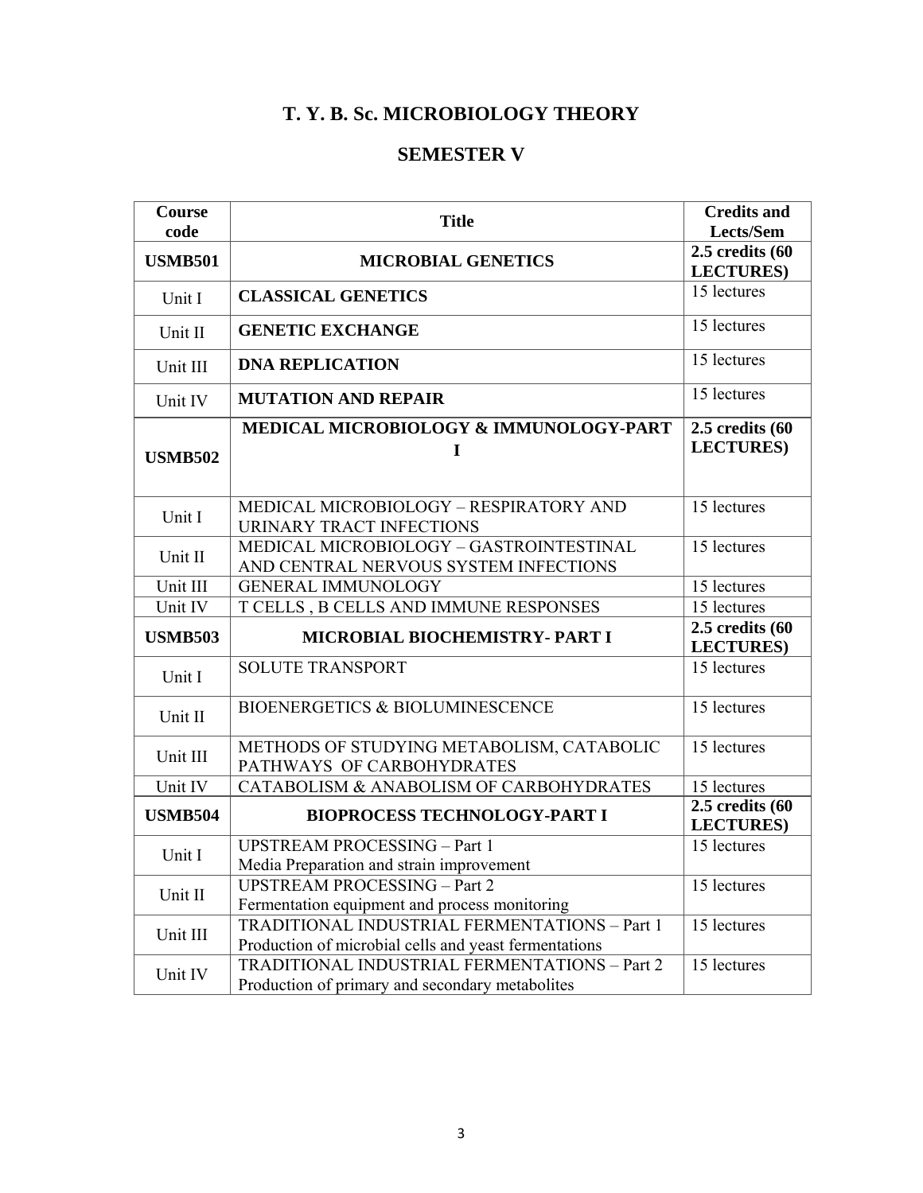# T. Y. B. Sc. MICROBIOLOGY THEORY

## SEMESTER V

| Course code | Title | Credits and Lects/Sem |
|---|---|---|
| **USMB501** | **MICROBIAL GENETICS** | **2.5 credits (60 LECTURES)** |
| Unit I | **CLASSICAL GENETICS** | 15 lectures |
| Unit II | **GENETIC EXCHANGE** | 15 lectures |
| Unit III | **DNA REPLICATION** | 15 lectures |
| Unit IV | **MUTATION AND REPAIR** | 15 lectures |
| **USMB502** | **MEDICAL MICROBIOLOGY & IMMUNOLOGY-PART I** | **2.5 credits (60 LECTURES)** |
| Unit I | MEDICAL MICROBIOLOGY – RESPIRATORY AND URINARY TRACT INFECTIONS | 15 lectures |
| Unit II | MEDICAL MICROBIOLOGY – GASTROINTESTINAL AND CENTRAL NERVOUS SYSTEM INFECTIONS | 15 lectures |
| Unit III | GENERAL IMMUNOLOGY | 15 lectures |
| Unit IV | T CELLS , B CELLS AND IMMUNE RESPONSES | 15 lectures |
| **USMB503** | **MICROBIAL BIOCHEMISTRY- PART I** | **2.5 credits (60 LECTURES)** |
| Unit I | SOLUTE TRANSPORT | 15 lectures |
| Unit II | BIOENERGETICS & BIOLUMINESCENCE | 15 lectures |
| Unit III | METHODS OF STUDYING METABOLISM, CATABOLIC PATHWAYS OF CARBOHYDRATES | 15 lectures |
| Unit IV | CATABOLISM & ANABOLISM OF CARBOHYDRATES | 15 lectures |
| **USMB504** | **BIOPROCESS TECHNOLOGY-PART I** | **2.5 credits (60 LECTURES)** |
| Unit I | UPSTREAM PROCESSING – Part 1<br>Media Preparation and strain improvement | 15 lectures |
| Unit II | UPSTREAM PROCESSING – Part 2<br>Fermentation equipment and process monitoring | 15 lectures |
| Unit III | TRADITIONAL INDUSTRIAL FERMENTATIONS – Part 1<br>Production of microbial cells and yeast fermentations | 15 lectures |
| Unit IV | TRADITIONAL INDUSTRIAL FERMENTATIONS – Part 2<br>Production of primary and secondary metabolites | 15 lectures |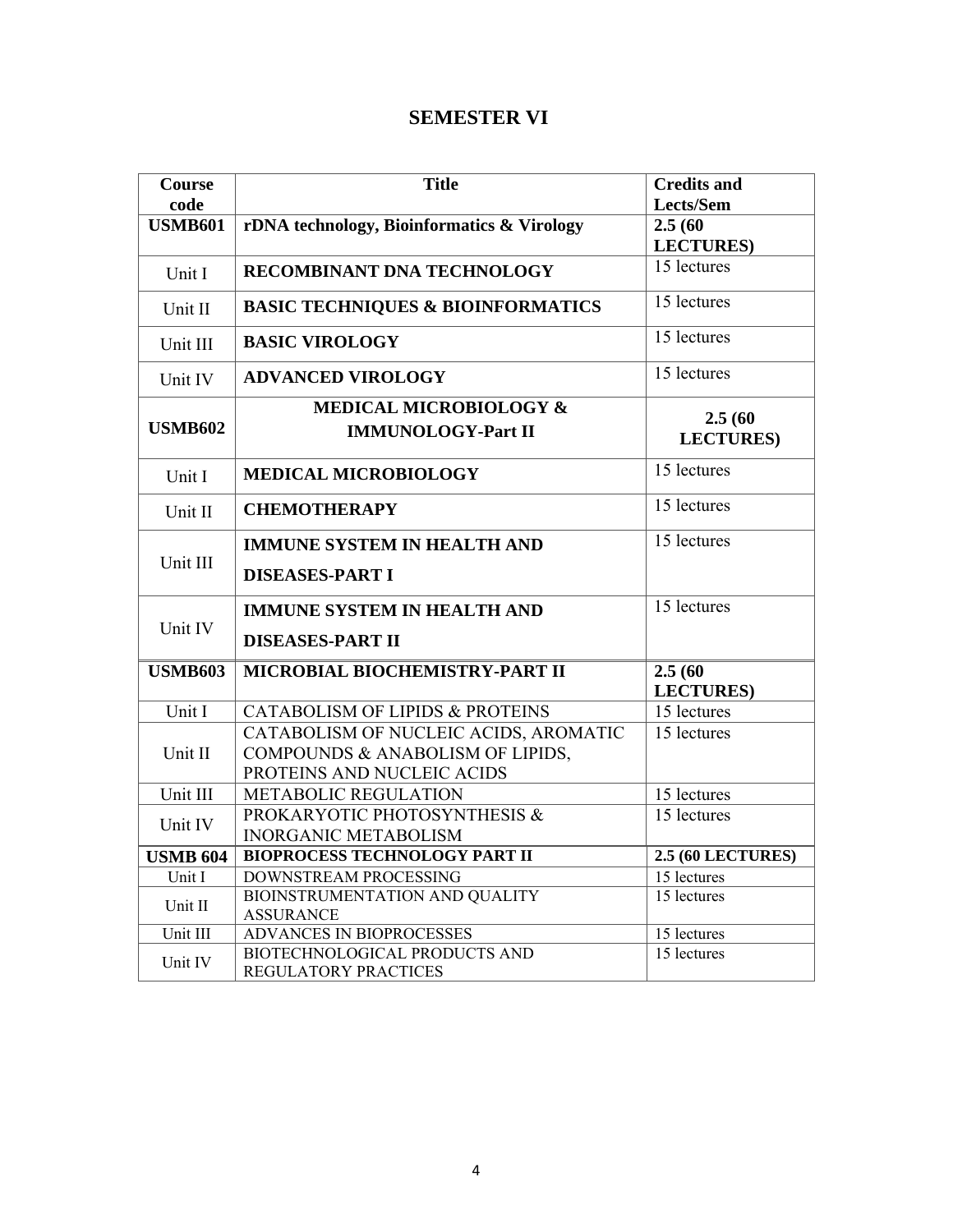# SEMESTER VI

| Course code | Title | Credits and Lects/Sem |
|---|---|---|
| **USMB601** | **rDNA technology, Bioinformatics & Virology** | **2.5 (60 LECTURES)** |
| Unit I | **RECOMBINANT DNA TECHNOLOGY** | 15 lectures |
| Unit II | **BASIC TECHNIQUES & BIOINFORMATICS** | 15 lectures |
| Unit III | **BASIC VIROLOGY** | 15 lectures |
| Unit IV | **ADVANCED VIROLOGY** | 15 lectures |
| **USMB602** | **MEDICAL MICROBIOLOGY & IMMUNOLOGY-Part II** | **2.5 (60 LECTURES)** |
| Unit I | **MEDICAL MICROBIOLOGY** | 15 lectures |
| Unit II | **CHEMOTHERAPY** | 15 lectures |
| Unit III | **IMMUNE SYSTEM IN HEALTH AND DISEASES-PART I** | 15 lectures |
| Unit IV | **IMMUNE SYSTEM IN HEALTH AND DISEASES-PART II** | 15 lectures |
| **USMB603** | **MICROBIAL BIOCHEMISTRY-PART II** | **2.5 (60 LECTURES)** |
| Unit I | CATABOLISM OF LIPIDS & PROTEINS | 15 lectures |
| Unit II | CATABOLISM OF NUCLEIC ACIDS, AROMATIC COMPOUNDS & ANABOLISM OF LIPIDS, PROTEINS AND NUCLEIC ACIDS | 15 lectures |
| Unit III | METABOLIC REGULATION | 15 lectures |
| Unit IV | PROKARYOTIC PHOTOSYNTHESIS & INORGANIC METABOLISM | 15 lectures |
| **USMB 604** | **BIOPROCESS TECHNOLOGY PART II** | **2.5 (60 LECTURES)** |
| Unit I | DOWNSTREAM PROCESSING | 15 lectures |
| Unit II | BIOINSTRUMENTATION AND QUALITY ASSURANCE | 15 lectures |
| Unit III | ADVANCES IN BIOPROCESSES | 15 lectures |
| Unit IV | BIOTECHNOLOGICAL PRODUCTS AND REGULATORY PRACTICES | 15 lectures |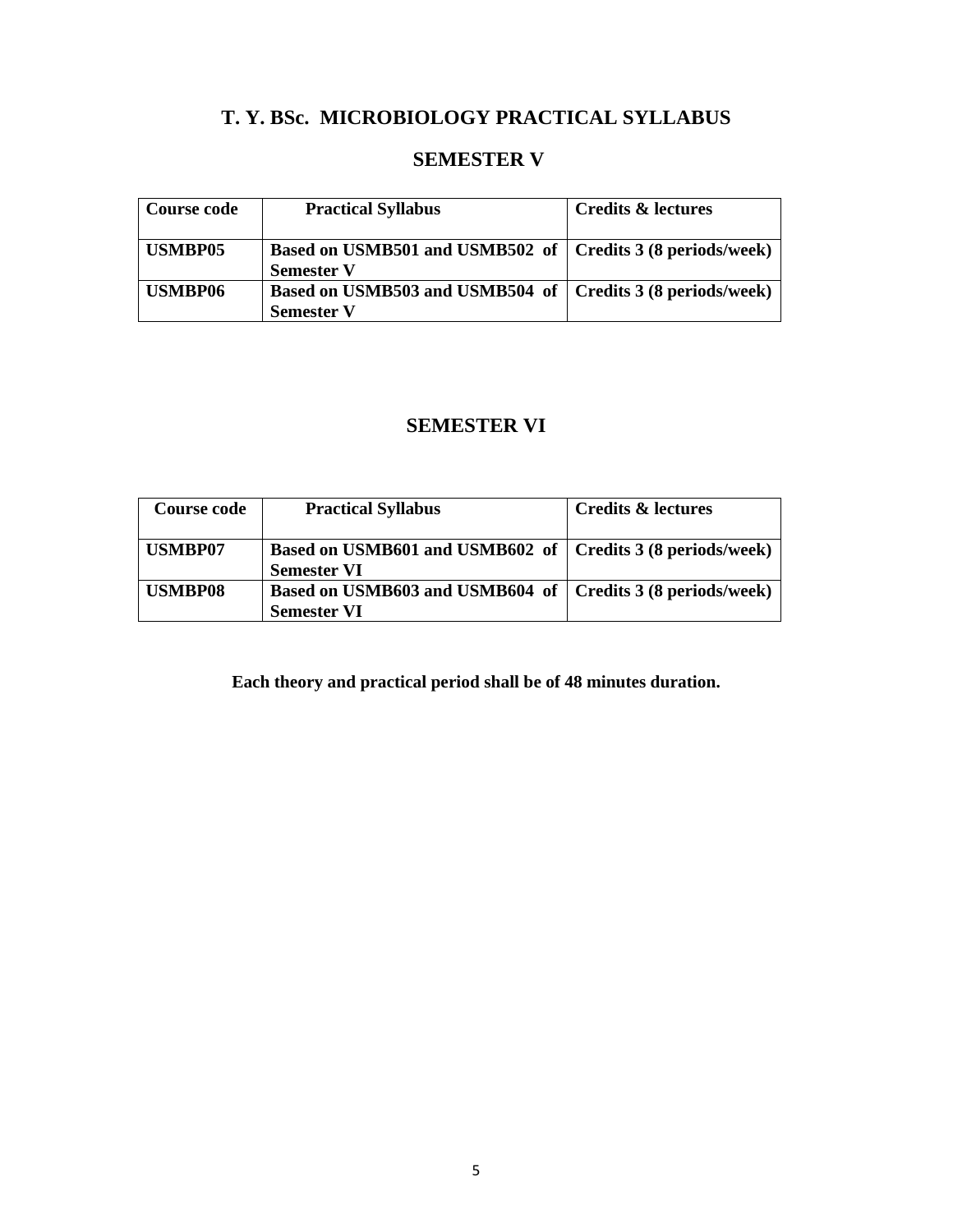# T. Y. BSc. MICROBIOLOGY PRACTICAL SYLLABUS

## SEMESTER V

| Course code | Practical Syllabus | Credits & lectures |
|---|---|---|
| USMBP05 | Based on USMB501 and USMB502 of Semester V | Credits 3 (8 periods/week) |
| USMBP06 | Based on USMB503 and USMB504 of Semester V | Credits 3 (8 periods/week) |

## SEMESTER VI

| Course code | Practical Syllabus | Credits & lectures |
|---|---|---|
| USMBP07 | Based on USMB601 and USMB602 of Semester VI | Credits 3 (8 periods/week) |
| USMBP08 | Based on USMB603 and USMB604 of Semester VI | Credits 3 (8 periods/week) |

**Each theory and practical period shall be of 48 minutes duration.**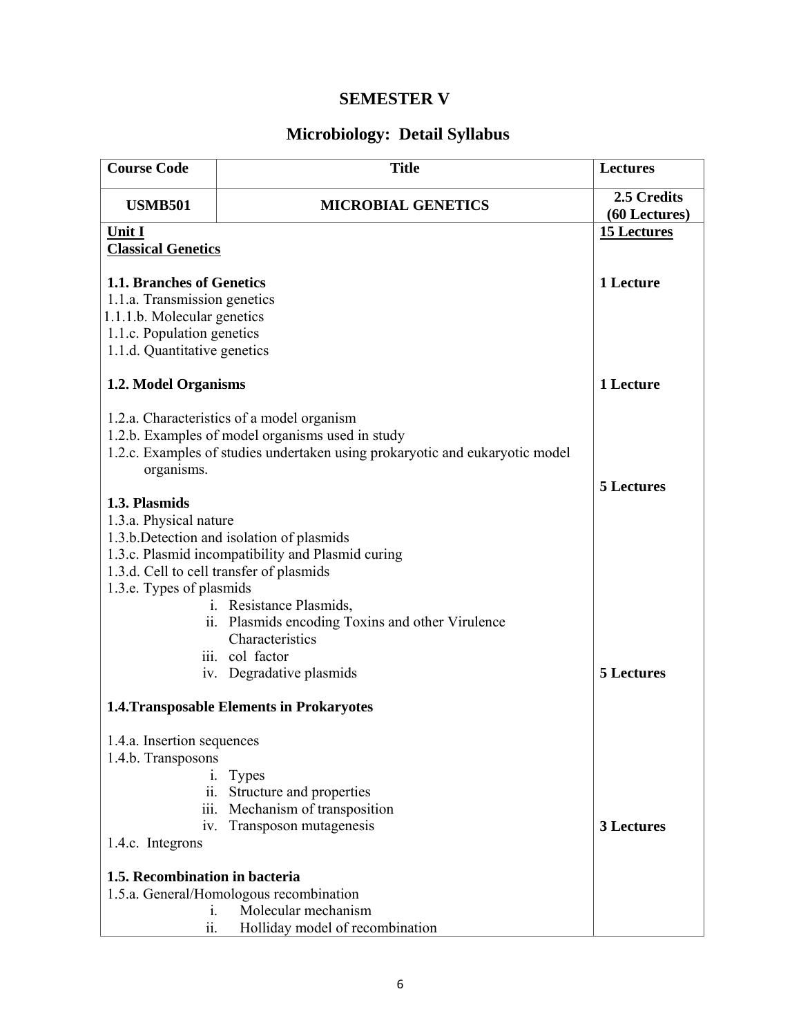# SEMESTER V

## Microbiology: Detail Syllabus

| Course Code | Title | Lectures |
|---|---|---|
| **USMB501** | **MICROBIAL GENETICS** | **2.5 Credits (60 Lectures)** |
| **Unit I**<br>**Classical Genetics** | | **15 Lectures** |
| **1.1. Branches of Genetics**<br>1.1.a. Transmission genetics<br>1.1.1.b. Molecular genetics<br>1.1.c. Population genetics<br>1.1.d. Quantitative genetics | | **1 Lecture** |
| **1.2. Model Organisms**<br>1.2.a. Characteristics of a model organism<br>1.2.b. Examples of model organisms used in study<br>1.2.c. Examples of studies undertaken using prokaryotic and eukaryotic model organisms. | | **1 Lecture** |
| **1.3. Plasmids**<br>1.3.a. Physical nature<br>1.3.b.Detection and isolation of plasmids<br>1.3.c. Plasmid incompatibility and Plasmid curing<br>1.3.d. Cell to cell transfer of plasmids<br>1.3.e. Types of plasmids<br>i. Resistance Plasmids,<br>ii. Plasmids encoding Toxins and other Virulence Characteristics<br>iii. col factor<br>iv. Degradative plasmids | | **5 Lectures** |
| **1.4.Transposable Elements in Prokaryotes**<br>1.4.a. Insertion sequences<br>1.4.b. Transposons<br>i. Types<br>ii. Structure and properties<br>iii. Mechanism of transposition<br>iv. Transposon mutagenesis<br>1.4.c. Integrons | | **5 Lectures** |
| **1.5. Recombination in bacteria**<br>1.5.a. General/Homologous recombination<br>i. Molecular mechanism<br>ii. Holliday model of recombination | | **3 Lectures** |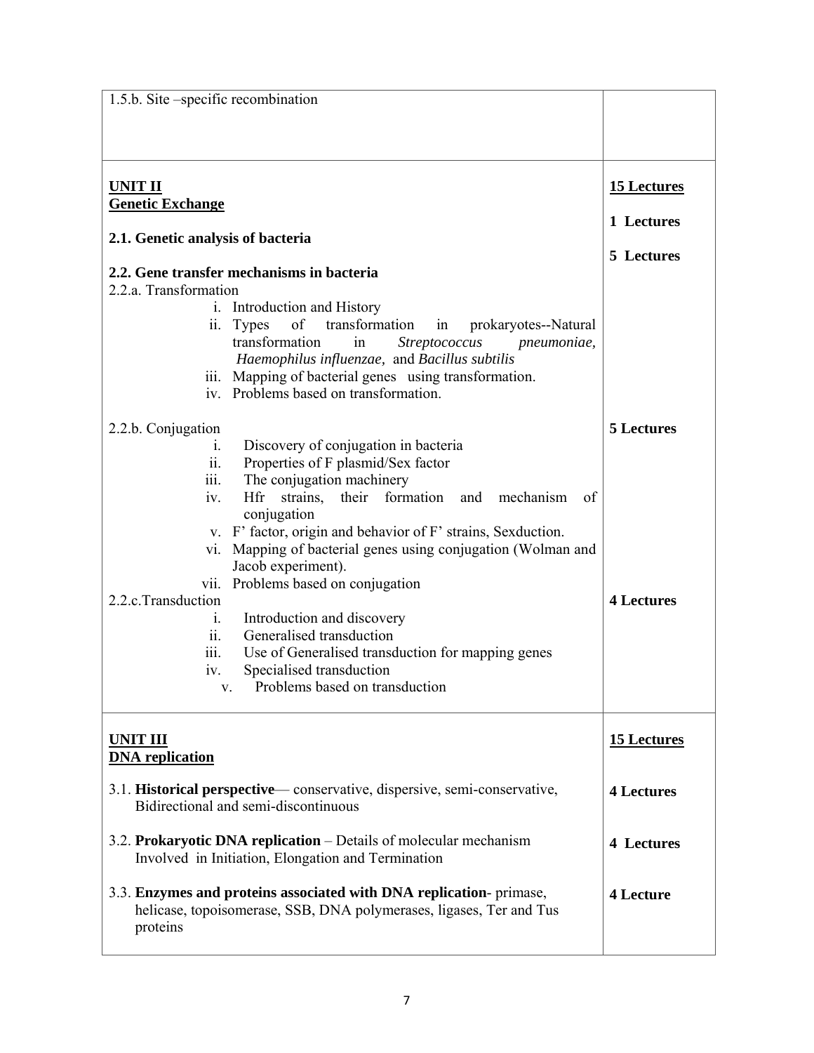| | |
|---|---|
| 1.5.b. Site –specific recombination | |
| **UNIT II**<br>**Genetic Exchange**<br><br>**2.1. Genetic analysis of bacteria**<br><br>**2.2. Gene transfer mechanisms in bacteria**<br>2.2.a. Transformation<br>i. Introduction and History<br>ii. Types of transformation in prokaryotes--Natural transformation in *Streptococcus pneumoniae, Haemophilus influenzae,* and *Bacillus subtilis*<br>iii. Mapping of bacterial genes using transformation.<br>iv. Problems based on transformation.<br><br>2.2.b. Conjugation<br>i. Discovery of conjugation in bacteria<br>ii. Properties of F plasmid/Sex factor<br>iii. The conjugation machinery<br>iv. Hfr strains, their formation and mechanism of conjugation<br>v. F' factor, origin and behavior of F' strains, Sexduction.<br>vi. Mapping of bacterial genes using conjugation (Wolman and Jacob experiment).<br>vii. Problems based on conjugation<br>2.2.c.Transduction<br>i. Introduction and discovery<br>ii. Generalised transduction<br>iii. Use of Generalised transduction for mapping genes<br>iv. Specialised transduction<br>v. Problems based on transduction | **15 Lectures**<br><br>**1 Lectures**<br><br>**5 Lectures**<br><br><br><br><br><br><br><br>**5 Lectures**<br><br><br><br><br><br><br><br><br>**4 Lectures** |
| **UNIT III**<br>**DNA replication**<br><br>3.1. **Historical perspective**— conservative, dispersive, semi-conservative, Bidirectional and semi-discontinuous<br><br>3.2. **Prokaryotic DNA replication** – Details of molecular mechanism Involved in Initiation, Elongation and Termination<br><br>3.3. **Enzymes and proteins associated with DNA replication**- primase, helicase, topoisomerase, SSB, DNA polymerases, ligases, Ter and Tus proteins | **15 Lectures**<br><br>**4 Lectures**<br><br>**4 Lectures**<br><br>**4 Lecture** |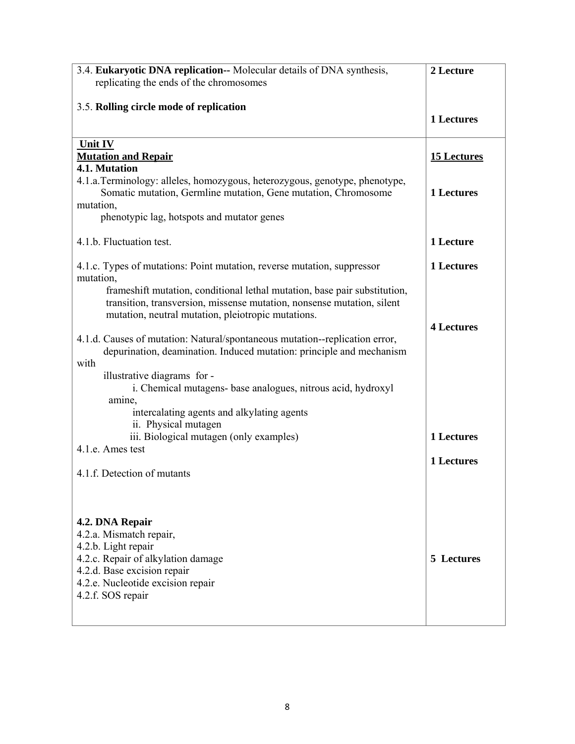| | |
|---|---|
| 3.4. **Eukaryotic DNA replication--** Molecular details of DNA synthesis, replicating the ends of the chromosomes<br><br>3.5. **Rolling circle mode of replication** | **2 Lecture**<br><br>**1 Lectures** |
| **Unit IV**<br>**Mutation and Repair**<br>**4.1. Mutation**<br>4.1.a.Terminology: alleles, homozygous, heterozygous, genotype, phenotype, Somatic mutation, Germline mutation, Gene mutation, Chromosome mutation, phenotypic lag, hotspots and mutator genes<br><br>4.1.b. Fluctuation test.<br><br>4.1.c. Types of mutations: Point mutation, reverse mutation, suppressor mutation, frameshift mutation, conditional lethal mutation, base pair substitution, transition, transversion, missense mutation, nonsense mutation, silent mutation, neutral mutation, pleiotropic mutations.<br><br>4.1.d. Causes of mutation: Natural/spontaneous mutation--replication error, depurination, deamination. Induced mutation: principle and mechanism with illustrative diagrams for -<br>i. Chemical mutagens- base analogues, nitrous acid, hydroxyl amine, intercalating agents and alkylating agents<br>ii. Physical mutagen<br>iii. Biological mutagen (only examples)<br>4.1.e. Ames test<br><br>4.1.f. Detection of mutants<br><br>**4.2. DNA Repair**<br>4.2.a. Mismatch repair,<br>4.2.b. Light repair<br>4.2.c. Repair of alkylation damage<br>4.2.d. Base excision repair<br>4.2.e. Nucleotide excision repair<br>4.2.f. SOS repair | **15 Lectures**<br><br>**1 Lectures**<br><br>**1 Lecture**<br><br>**1 Lectures**<br><br>**4 Lectures**<br><br>**1 Lectures**<br><br>**1 Lectures**<br><br>**5 Lectures** |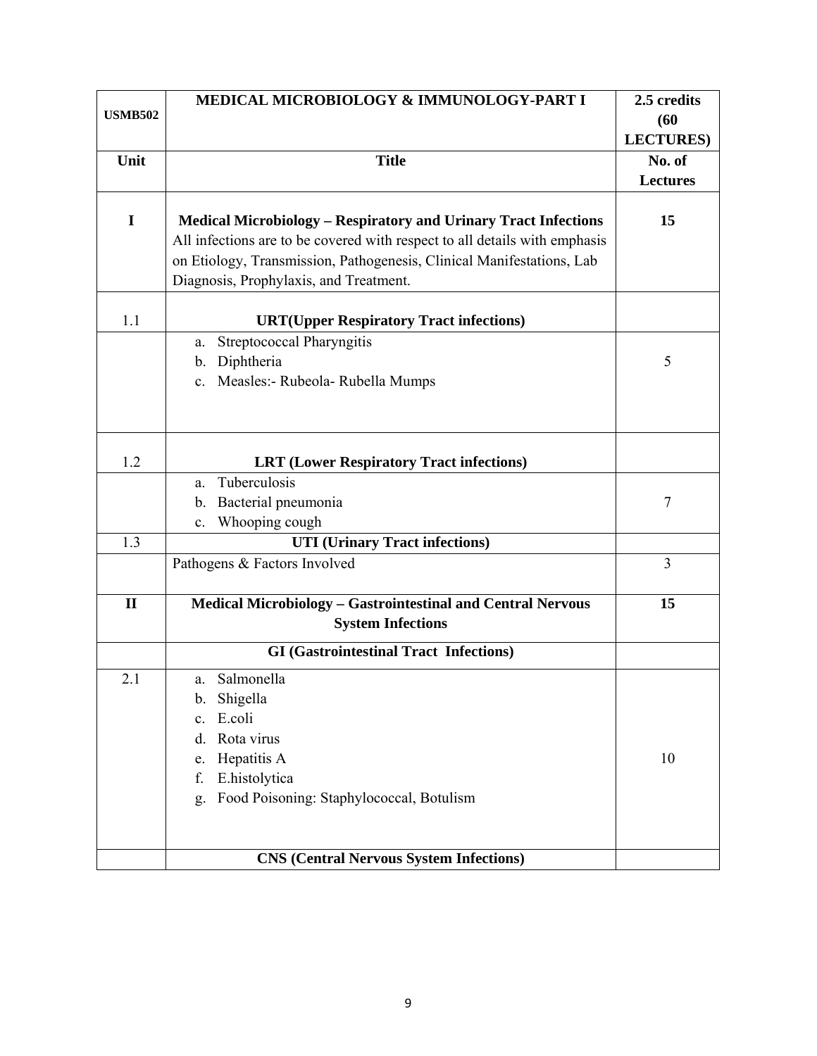| USMB502 | MEDICAL MICROBIOLOGY & IMMUNOLOGY-PART I | 2.5 credits (60 LECTURES) |
|---|---|---|
| **Unit** | **Title** | **No. of Lectures** |
| **I** | **Medical Microbiology – Respiratory and Urinary Tract Infections**<br>All infections are to be covered with respect to all details with emphasis on Etiology, Transmission, Pathogenesis, Clinical Manifestations, Lab Diagnosis, Prophylaxis, and Treatment. | **15** |
| 1.1 | **URT(Upper Respiratory Tract infections)** | |
| | a. Streptococcal Pharyngitis<br>b. Diphtheria<br>c. Measles:- Rubeola- Rubella Mumps | 5 |
| 1.2 | **LRT (Lower Respiratory Tract infections)** | |
| | a. Tuberculosis<br>b. Bacterial pneumonia<br>c. Whooping cough | 7 |
| 1.3 | **UTI (Urinary Tract infections)** | |
| | Pathogens & Factors Involved | 3 |
| **II** | **Medical Microbiology – Gastrointestinal and Central Nervous System Infections** | **15** |
| | **GI (Gastrointestinal Tract Infections)** | |
| 2.1 | a. Salmonella<br>b. Shigella<br>c. E.coli<br>d. Rota virus<br>e. Hepatitis A<br>f. E.histolytica<br>g. Food Poisoning: Staphylococcal, Botulism | 10 |
| | **CNS (Central Nervous System Infections)** | |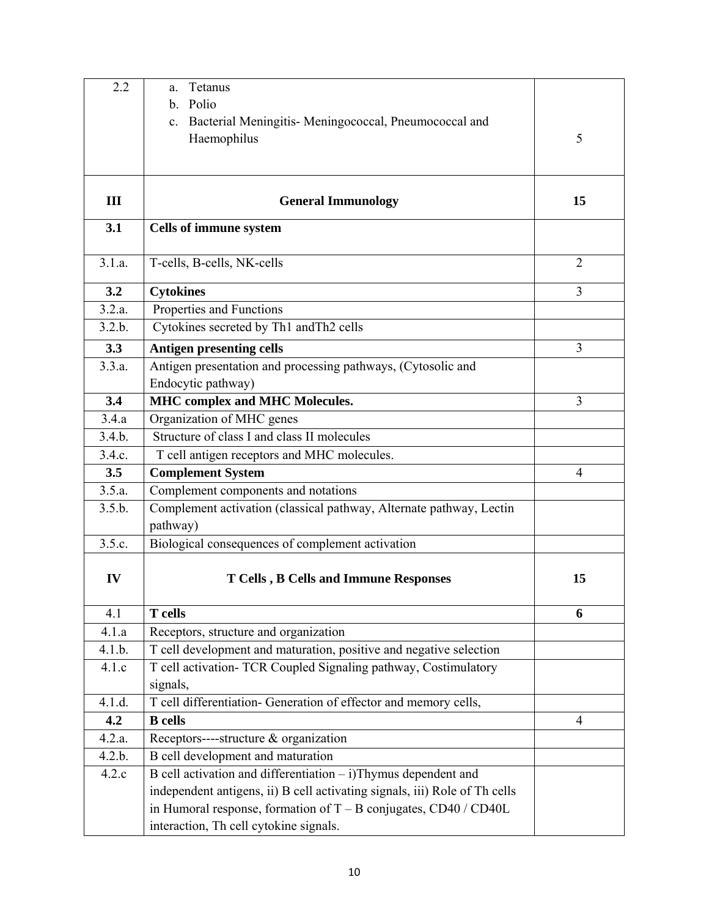| 2.2 | a. Tetanus<br>b. Polio<br>c. Bacterial Meningitis- Meningococcal, Pneumococcal and Haemophilus | 5 |
|---|---|---|
| **III** | **General Immunology** | **15** |
| **3.1** | **Cells of immune system** | |
| 3.1.a. | T-cells, B-cells, NK-cells | 2 |
| **3.2** | **Cytokines** | 3 |
| 3.2.a. | Properties and Functions | |
| 3.2.b. | Cytokines secreted by Th1 andTh2 cells | |
| **3.3** | **Antigen presenting cells** | 3 |
| 3.3.a. | Antigen presentation and processing pathways, (Cytosolic and Endocytic pathway) | |
| **3.4** | **MHC complex and MHC Molecules.** | 3 |
| 3.4.a | Organization of MHC genes | |
| 3.4.b. | Structure of class I and class II molecules | |
| 3.4.c. | T cell antigen receptors and MHC molecules. | |
| **3.5** | **Complement System** | 4 |
| 3.5.a. | Complement components and notations | |
| 3.5.b. | Complement activation (classical pathway, Alternate pathway, Lectin pathway) | |
| 3.5.c. | Biological consequences of complement activation | |
| **IV** | **T Cells , B Cells and Immune Responses** | **15** |
| 4.1 | **T cells** | **6** |
| 4.1.a | Receptors, structure and organization | |
| 4.1.b. | T cell development and maturation, positive and negative selection | |
| 4.1.c | T cell activation- TCR Coupled Signaling pathway, Costimulatory signals, | |
| 4.1.d. | T cell differentiation- Generation of effector and memory cells, | |
| **4.2** | **B cells** | 4 |
| 4.2.a. | Receptors----structure & organization | |
| 4.2.b. | B cell development and maturation | |
| 4.2.c | B cell activation and differentiation – i)Thymus dependent and independent antigens, ii) B cell activating signals, iii) Role of Th cells in Humoral response, formation of T – B conjugates, CD40 / CD40L interaction, Th cell cytokine signals. | |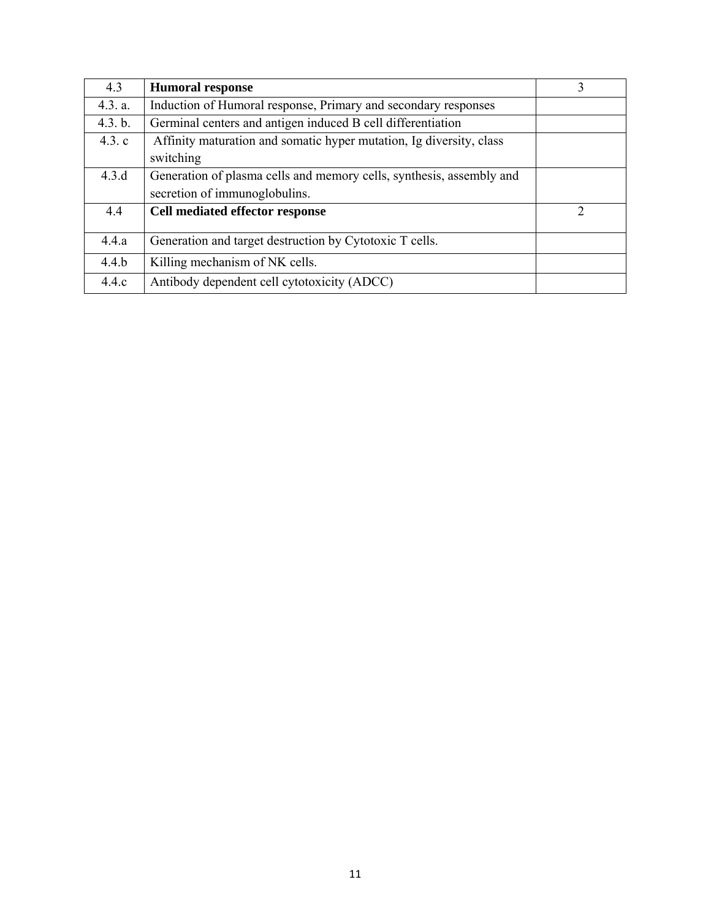| 4.3 | **Humoral response** | 3 |
|---|---|---|
| 4.3. a. | Induction of Humoral response, Primary and secondary responses | |
| 4.3. b. | Germinal centers and antigen induced B cell differentiation | |
| 4.3. c | Affinity maturation and somatic hyper mutation, Ig diversity, class switching | |
| 4.3.d | Generation of plasma cells and memory cells, synthesis, assembly and secretion of immunoglobulins. | |
| 4.4 | **Cell mediated effector response** | 2 |
| 4.4.a | Generation and target destruction by Cytotoxic T cells. | |
| 4.4.b | Killing mechanism of NK cells. | |
| 4.4.c | Antibody dependent cell cytotoxicity (ADCC) | |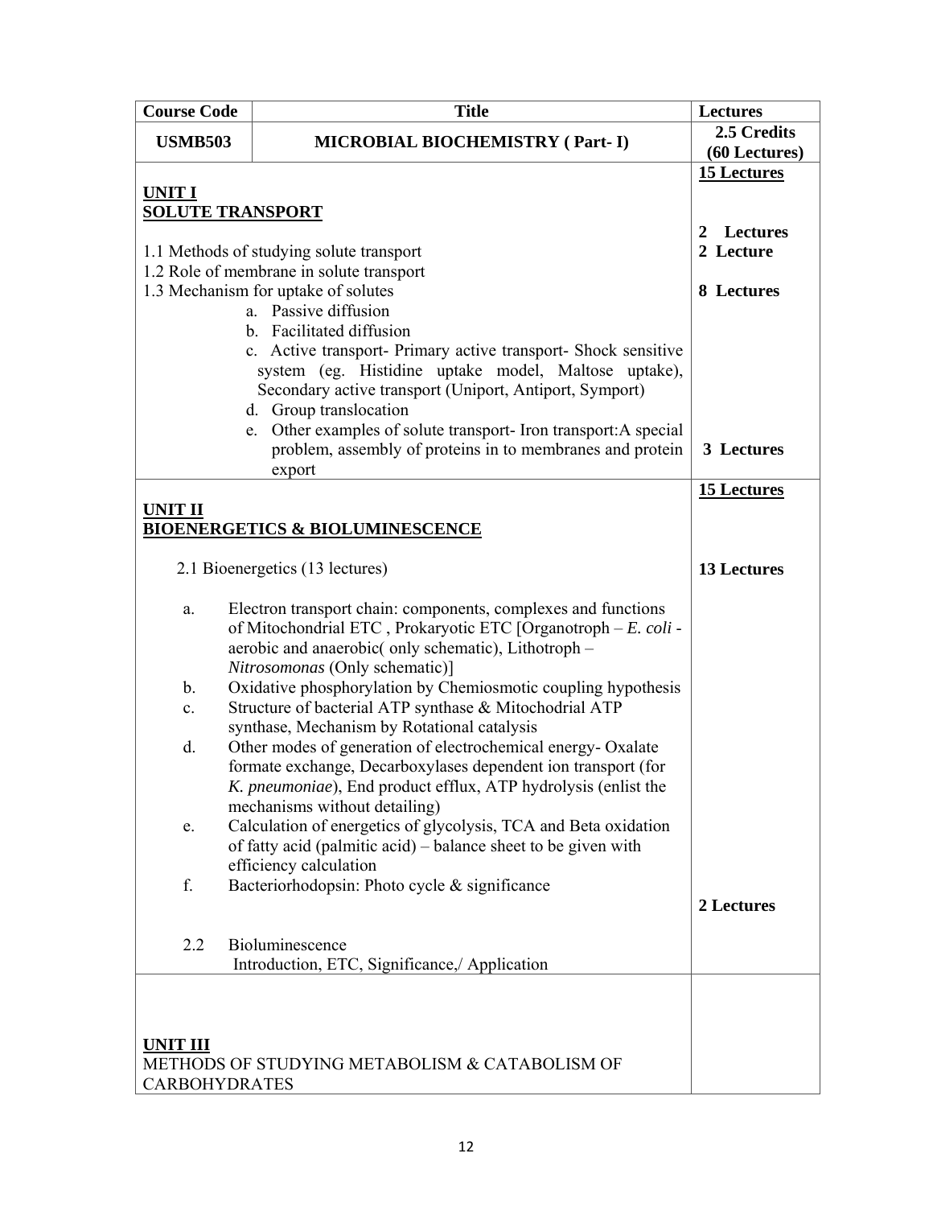| Course Code | Title | Lectures |
| --- | --- | --- |
| **USMB503** | **MICROBIAL BIOCHEMISTRY ( Part- I)** | **2.5 Credits (60 Lectures)** |
| **UNIT I**<br>**SOLUTE TRANSPORT**<br><br>1.1 Methods of studying solute transport<br>1.2 Role of membrane in solute transport<br>1.3 Mechanism for uptake of solutes<br>a. Passive diffusion<br>b. Facilitated diffusion<br>c. Active transport- Primary active transport- Shock sensitive system (eg. Histidine uptake model, Maltose uptake), Secondary active transport (Uniport, Antiport, Symport)<br>d. Group translocation<br>e. Other examples of solute transport- Iron transport:A special problem, assembly of proteins in to membranes and protein export | | **15 Lectures**<br><br>**2 Lectures**<br>**2 Lecture**<br><br>**8 Lectures**<br><br><br><br><br><br><br>**3 Lectures** |
| **UNIT II**<br>**BIOENERGETICS & BIOLUMINESCENCE**<br><br>2.1 Bioenergetics (13 lectures)<br><br>a. Electron transport chain: components, complexes and functions of Mitochondrial ETC , Prokaryotic ETC [Organotroph – *E. coli* - aerobic and anaerobic( only schematic), Lithotroph – *Nitrosomonas* (Only schematic)]<br>b. Oxidative phosphorylation by Chemiosmotic coupling hypothesis<br>c. Structure of bacterial ATP synthase & Mitochodrial ATP synthase, Mechanism by Rotational catalysis<br>d. Other modes of generation of electrochemical energy- Oxalate formate exchange, Decarboxylases dependent ion transport (for *K. pneumoniae*), End product efflux, ATP hydrolysis (enlist the mechanisms without detailing)<br>e. Calculation of energetics of glycolysis, TCA and Beta oxidation of fatty acid (palmitic acid) – balance sheet to be given with efficiency calculation<br>f. Bacteriorhodopsin: Photo cycle & significance<br><br>2.2 Bioluminescence<br>Introduction, ETC, Significance,/ Application | | **15 Lectures**<br><br><br>**13 Lectures**<br><br><br><br><br><br><br><br><br><br><br><br><br>**2 Lectures** |
| **UNIT III**<br>METHODS OF STUDYING METABOLISM & CATABOLISM OF CARBOHYDRATES | | |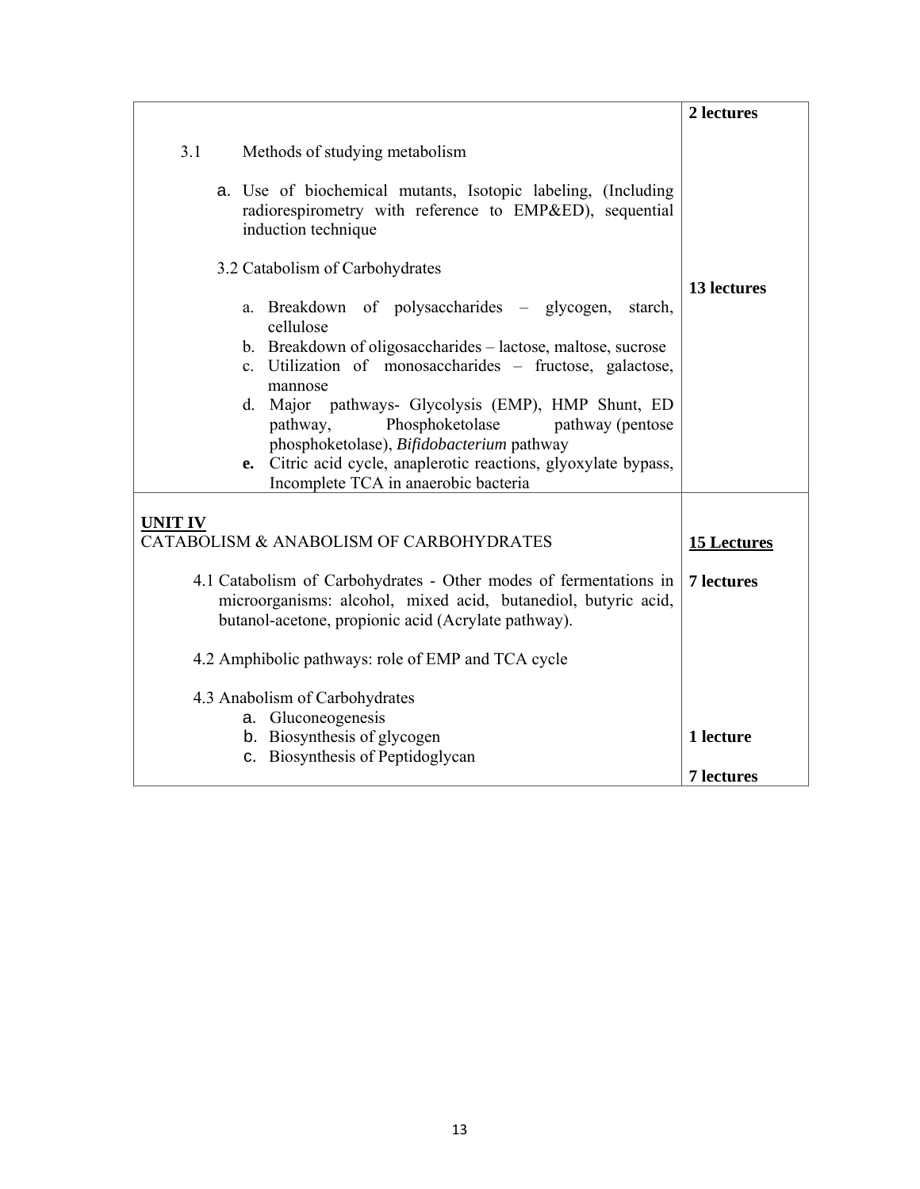| | 2 lectures |
|---|---|
| 3.1 Methods of studying metabolism<br><br>a. Use of biochemical mutants, Isotopic labeling, (Including radiorespirometry with reference to EMP&ED), sequential induction technique<br><br>3.2 Catabolism of Carbohydrates<br><br>a. Breakdown of polysaccharides – glycogen, starch, cellulose<br>b. Breakdown of oligosaccharides – lactose, maltose, sucrose<br>c. Utilization of monosaccharides – fructose, galactose, mannose<br>d. Major pathways- Glycolysis (EMP), HMP Shunt, ED pathway, Phosphoketolase pathway (pentose phosphoketolase), *Bifidobacterium* pathway<br>**e.** Citric acid cycle, anaplerotic reactions, glyoxylate bypass, Incomplete TCA in anaerobic bacteria | **13 lectures** |
| **UNIT IV**<br>CATABOLISM & ANABOLISM OF CARBOHYDRATES | **15 Lectures** |
| 4.1 Catabolism of Carbohydrates - Other modes of fermentations in microorganisms: alcohol, mixed acid, butanediol, butyric acid, butanol-acetone, propionic acid (Acrylate pathway).<br><br>4.2 Amphibolic pathways: role of EMP and TCA cycle | **7 lectures** |
| 4.3 Anabolism of Carbohydrates<br>a. Gluconeogenesis<br>b. Biosynthesis of glycogen<br>c. Biosynthesis of Peptidoglycan | **1 lecture**<br><br>**7 lectures** |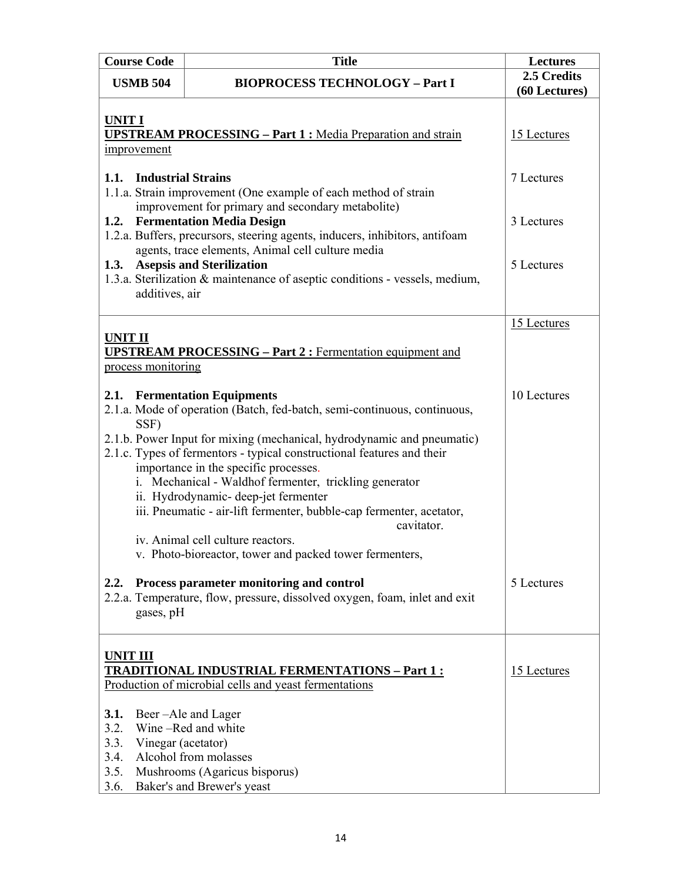| Course Code | Title | Lectures |
|---|---|---|
| **USMB 504** | **BIOPROCESS TECHNOLOGY – Part I** | **2.5 Credits (60 Lectures)** |
| **UNIT I**<br>**UPSTREAM PROCESSING – Part 1 :** Media Preparation and strain improvement | | 15 Lectures |
| **1.1. Industrial Strains**<br>1.1.a. Strain improvement (One example of each method of strain improvement for primary and secondary metabolite) | | 7 Lectures |
| **1.2. Fermentation Media Design**<br>1.2.a. Buffers, precursors, steering agents, inducers, inhibitors, antifoam agents, trace elements, Animal cell culture media | | 3 Lectures |
| **1.3. Asepsis and Sterilization**<br>1.3.a. Sterilization & maintenance of aseptic conditions - vessels, medium, additives, air | | 5 Lectures |
| **UNIT II**<br>**UPSTREAM PROCESSING – Part 2 :** Fermentation equipment and process monitoring | | 15 Lectures |
| **2.1. Fermentation Equipments**<br>2.1.a. Mode of operation (Batch, fed-batch, semi-continuous, continuous, SSF)<br>2.1.b. Power Input for mixing (mechanical, hydrodynamic and pneumatic)<br>2.1.c. Types of fermentors - typical constructional features and their importance in the specific processes.<br>i. Mechanical - Waldhof fermenter, trickling generator<br>ii. Hydrodynamic- deep-jet fermenter<br>iii. Pneumatic - air-lift fermenter, bubble-cap fermenter, acetator, cavitator.<br>iv. Animal cell culture reactors.<br>v. Photo-bioreactor, tower and packed tower fermenters, | | 10 Lectures |
| **2.2. Process parameter monitoring and control**<br>2.2.a. Temperature, flow, pressure, dissolved oxygen, foam, inlet and exit gases, pH | | 5 Lectures |
| **UNIT III**<br>**TRADITIONAL INDUSTRIAL FERMENTATIONS – Part 1 :** Production of microbial cells and yeast fermentations<br>**3.1.** Beer –Ale and Lager<br>3.2. Wine –Red and white<br>3.3. Vinegar (acetator)<br>3.4. Alcohol from molasses<br>3.5. Mushrooms (Agaricus bisporus)<br>3.6. Baker's and Brewer's yeast | | 15 Lectures |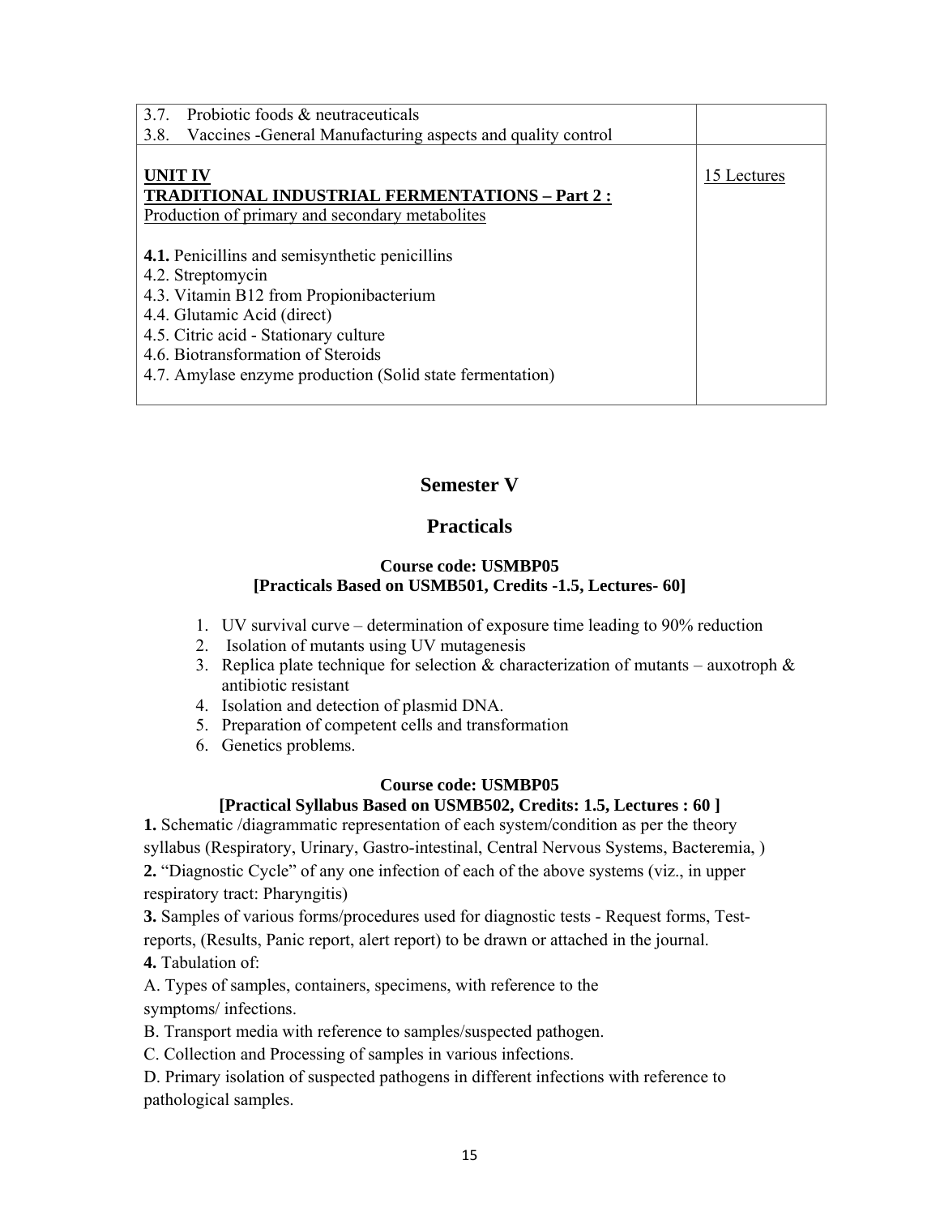| | |
|---|---|
| 3.7. Probiotic foods & neutraceuticals<br>3.8. Vaccines -General Manufacturing aspects and quality control | |
| **UNIT IV**<br>**TRADITIONAL INDUSTRIAL FERMENTATIONS – Part 2 :**<br>Production of primary and secondary metabolites<br><br>**4.1.** Penicillins and semisynthetic penicillins<br>4.2. Streptomycin<br>4.3. Vitamin B12 from Propionibacterium<br>4.4. Glutamic Acid (direct)<br>4.5. Citric acid - Stationary culture<br>4.6. Biotransformation of Steroids<br>4.7. Amylase enzyme production (Solid state fermentation) | 15 Lectures |

## Semester V

## Practicals

**Course code: USMBP05**
**[Practicals Based on USMB501, Credits -1.5, Lectures- 60]**

1. UV survival curve – determination of exposure time leading to 90% reduction
2. Isolation of mutants using UV mutagenesis
3. Replica plate technique for selection & characterization of mutants – auxotroph & antibiotic resistant
4. Isolation and detection of plasmid DNA.
5. Preparation of competent cells and transformation
6. Genetics problems.

**Course code: USMBP05**
**[Practical Syllabus Based on USMB502, Credits: 1.5, Lectures : 60 ]**

**1.** Schematic /diagrammatic representation of each system/condition as per the theory syllabus (Respiratory, Urinary, Gastro-intestinal, Central Nervous Systems, Bacteremia, )

**2.** "Diagnostic Cycle" of any one infection of each of the above systems (viz., in upper respiratory tract: Pharyngitis)

**3.** Samples of various forms/procedures used for diagnostic tests - Request forms, Test-reports, (Results, Panic report, alert report) to be drawn or attached in the journal.

**4.** Tabulation of:

A. Types of samples, containers, specimens, with reference to the symptoms/ infections.

B. Transport media with reference to samples/suspected pathogen.

C. Collection and Processing of samples in various infections.

D. Primary isolation of suspected pathogens in different infections with reference to pathological samples.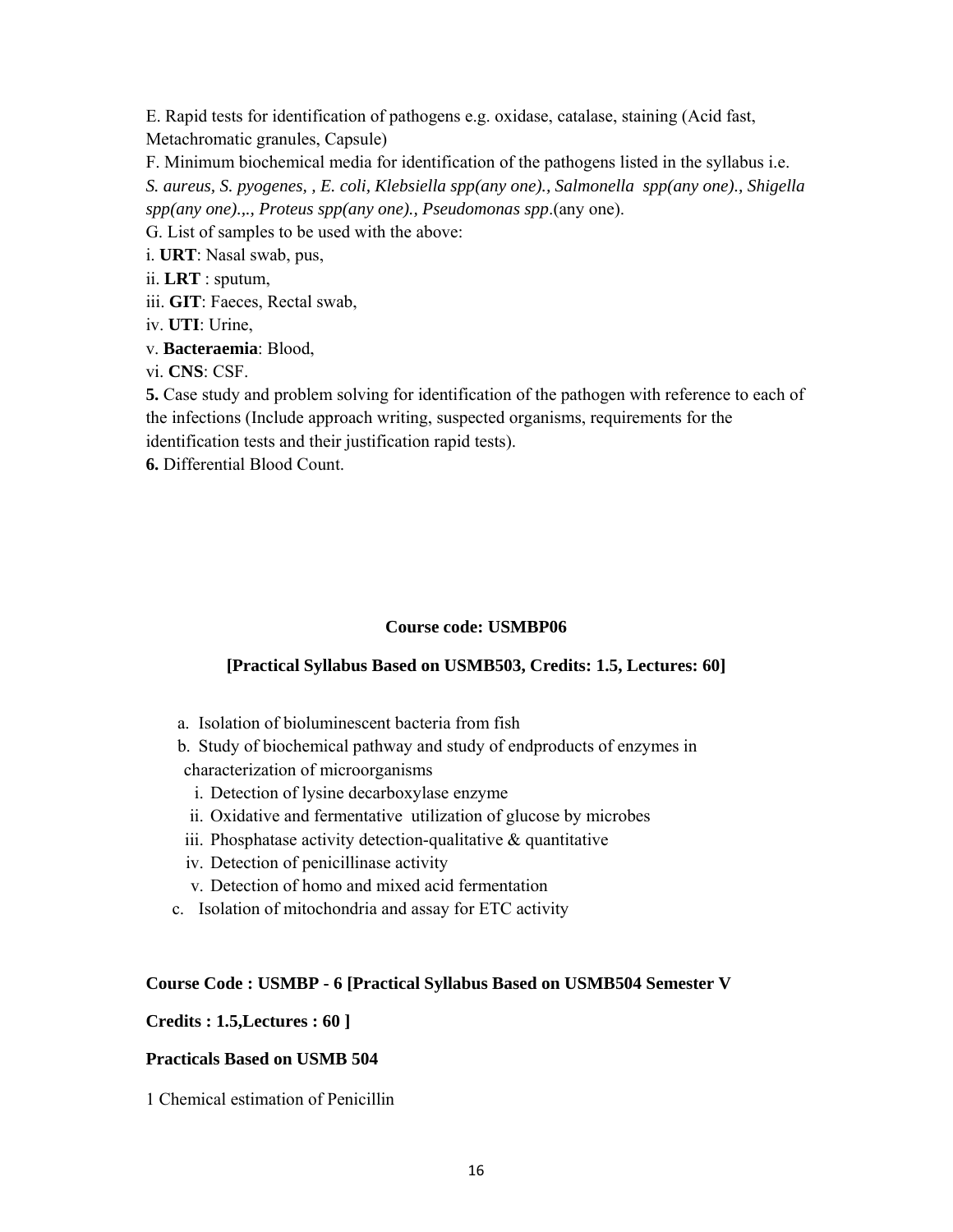E. Rapid tests for identification of pathogens e.g. oxidase, catalase, staining (Acid fast, Metachromatic granules, Capsule)

F. Minimum biochemical media for identification of the pathogens listed in the syllabus i.e. *S. aureus, S. pyogenes, , E. coli, Klebsiella spp(any one)., Salmonella spp(any one)., Shigella spp(any one).,., Proteus spp(any one)., Pseudomonas spp*.(any one).

G. List of samples to be used with the above:

i. **URT**: Nasal swab, pus,

ii. **LRT** : sputum,

iii. **GIT**: Faeces, Rectal swab,

iv. **UTI**: Urine,

v. **Bacteraemia**: Blood,

vi. **CNS**: CSF.

**5.** Case study and problem solving for identification of the pathogen with reference to each of the infections (Include approach writing, suspected organisms, requirements for the identification tests and their justification rapid tests).

**6.** Differential Blood Count.

**Course code: USMBP06**

**[Practical Syllabus Based on USMB503, Credits: 1.5, Lectures: 60]**

a. Isolation of bioluminescent bacteria from fish

b. Study of biochemical pathway and study of endproducts of enzymes in characterization of microorganisms

   i. Detection of lysine decarboxylase enzyme
   ii. Oxidative and fermentative utilization of glucose by microbes
   iii. Phosphatase activity detection-qualitative & quantitative
   iv. Detection of penicillinase activity
   v. Detection of homo and mixed acid fermentation

c. Isolation of mitochondria and assay for ETC activity

**Course Code : USMBP - 6 [Practical Syllabus Based on USMB504 Semester V**

**Credits : 1.5,Lectures : 60 ]**

**Practicals Based on USMB 504**

1 Chemical estimation of Penicillin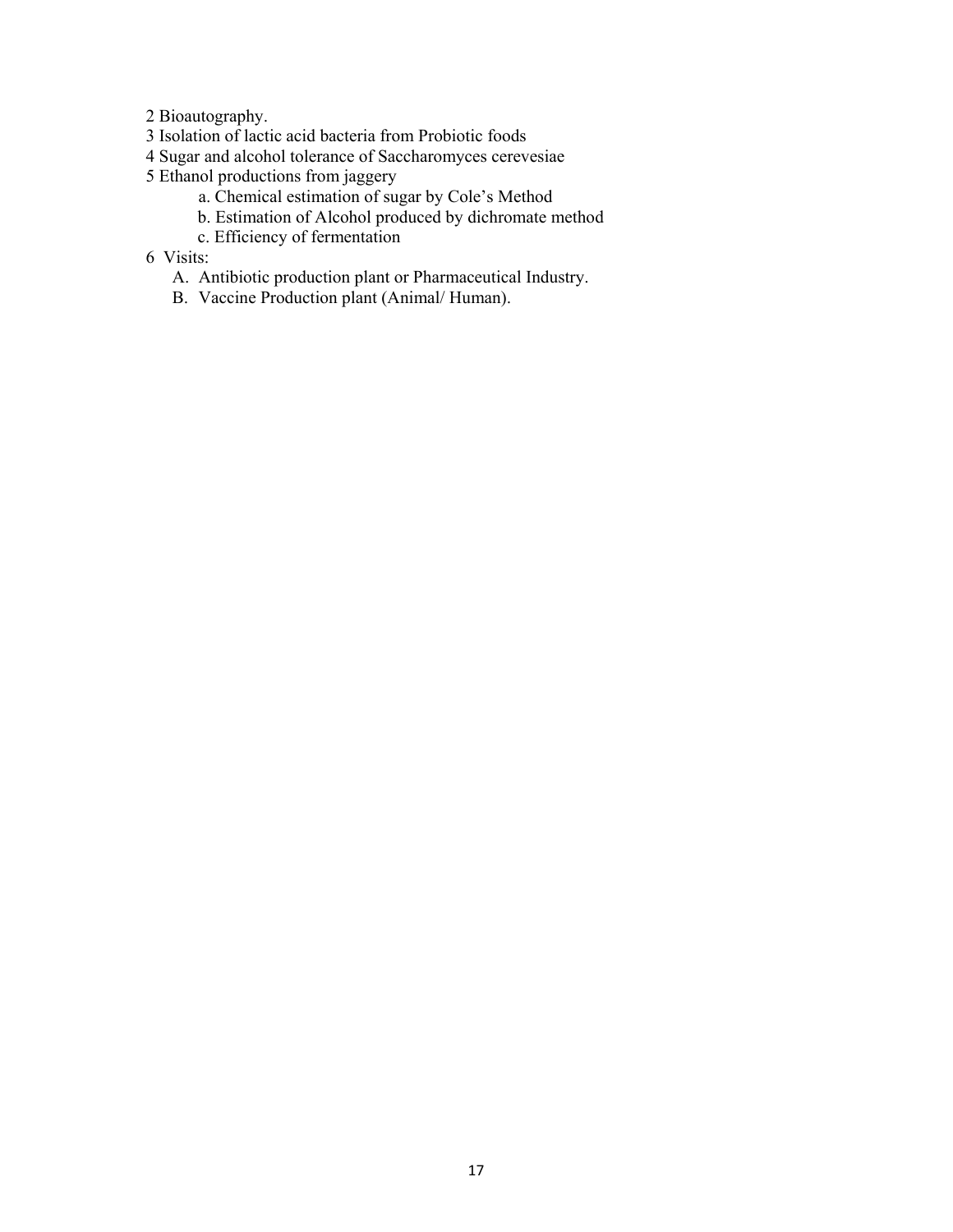2 Bioautography.

3 Isolation of lactic acid bacteria from Probiotic foods

4 Sugar and alcohol tolerance of Saccharomyces cerevesiae

5 Ethanol productions from jaggery

  a. Chemical estimation of sugar by Cole's Method

  b. Estimation of Alcohol produced by dichromate method

  c. Efficiency of fermentation

6 Visits:

  A. Antibiotic production plant or Pharmaceutical Industry.

  B. Vaccine Production plant (Animal/ Human).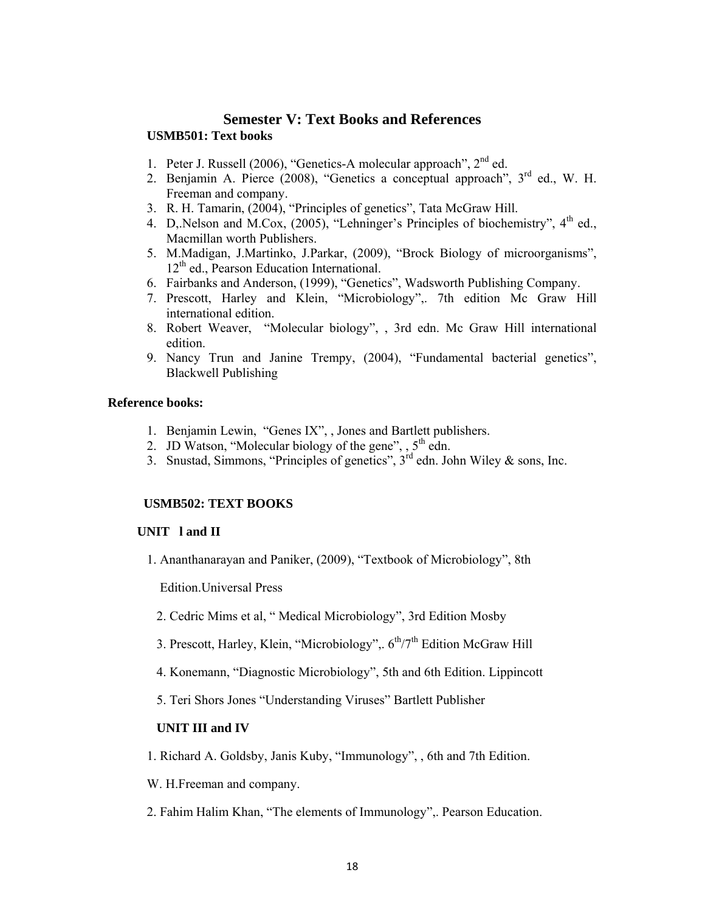# Semester V: Text Books and References

**USMB501: Text books**

1. Peter J. Russell (2006), "Genetics-A molecular approach", 2nd ed.
2. Benjamin A. Pierce (2008), "Genetics a conceptual approach", 3rd ed., W. H. Freeman and company.
3. R. H. Tamarin, (2004), "Principles of genetics", Tata McGraw Hill.
4. D,.Nelson and M.Cox, (2005), "Lehninger's Principles of biochemistry", 4th ed., Macmillan worth Publishers.
5. M.Madigan, J.Martinko, J.Parkar, (2009), "Brock Biology of microorganisms", 12th ed., Pearson Education International.
6. Fairbanks and Anderson, (1999), "Genetics", Wadsworth Publishing Company.
7. Prescott, Harley and Klein, "Microbiology",. 7th edition Mc Graw Hill international edition.
8. Robert Weaver, "Molecular biology", , 3rd edn. Mc Graw Hill international edition.
9. Nancy Trun and Janine Trempy, (2004), "Fundamental bacterial genetics", Blackwell Publishing

**Reference books:**

1. Benjamin Lewin, "Genes IX", , Jones and Bartlett publishers.
2. JD Watson, "Molecular biology of the gene", , 5th edn.
3. Snustad, Simmons, "Principles of genetics", 3rd edn. John Wiley & sons, Inc.

**USMB502: TEXT BOOKS**

**UNIT l and II**

1. Ananthanarayan and Paniker, (2009), "Textbook of Microbiology", 8th Edition.Universal Press
2. Cedric Mims et al, " Medical Microbiology", 3rd Edition Mosby
3. Prescott, Harley, Klein, "Microbiology",. 6th/7th Edition McGraw Hill
4. Konemann, "Diagnostic Microbiology", 5th and 6th Edition. Lippincott
5. Teri Shors Jones "Understanding Viruses" Bartlett Publisher

**UNIT III and IV**

1. Richard A. Goldsby, Janis Kuby, "Immunology", , 6th and 7th Edition. W. H.Freeman and company.
2. Fahim Halim Khan, "The elements of Immunology",. Pearson Education.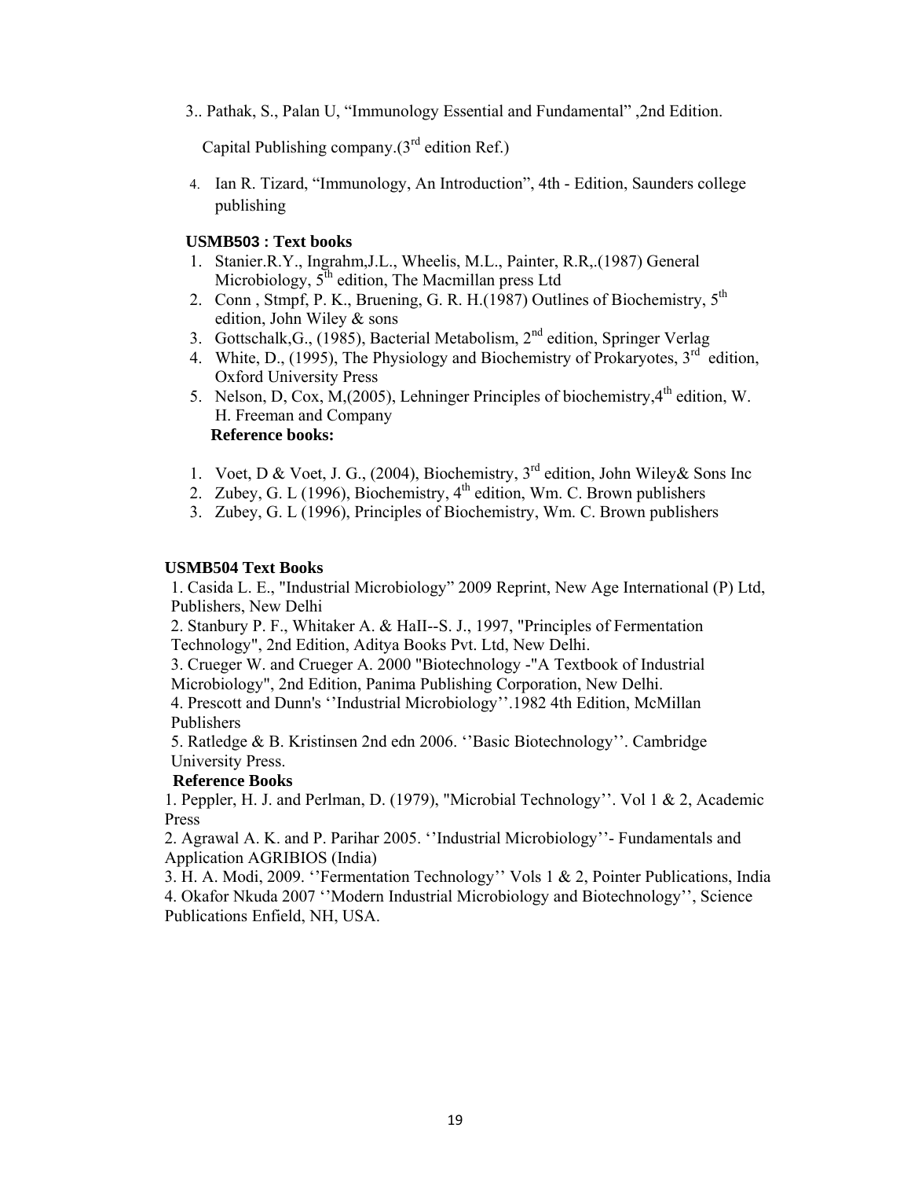3.. Pathak, S., Palan U, "Immunology Essential and Fundamental" ,2nd Edition.

Capital Publishing company.(3rd edition Ref.)

4. Ian R. Tizard, "Immunology, An Introduction", 4th - Edition, Saunders college publishing

**USMB503 : Text books**

1. Stanier.R.Y., Ingrahm,J.L., Wheelis, M.L., Painter, R.R,.(1987) General Microbiology, 5th edition, The Macmillan press Ltd
2. Conn , Stmpf, P. K., Bruening, G. R. H.(1987) Outlines of Biochemistry, 5th edition, John Wiley & sons
3. Gottschalk,G., (1985), Bacterial Metabolism, 2nd edition, Springer Verlag
4. White, D., (1995), The Physiology and Biochemistry of Prokaryotes, 3rd edition, Oxford University Press
5. Nelson, D, Cox, M,(2005), Lehninger Principles of biochemistry,4th edition, W. H. Freeman and Company

**Reference books:**

1. Voet, D & Voet, J. G., (2004), Biochemistry, 3rd edition, John Wiley& Sons Inc
2. Zubey, G. L (1996), Biochemistry, 4th edition, Wm. C. Brown publishers
3. Zubey, G. L (1996), Principles of Biochemistry, Wm. C. Brown publishers

**USMB504 Text Books**

1. Casida L. E., "Industrial Microbiology" 2009 Reprint, New Age International (P) Ltd, Publishers, New Delhi
2. Stanbury P. F., Whitaker A. & HaII--S. J., 1997, "Principles of Fermentation Technology", 2nd Edition, Aditya Books Pvt. Ltd, New Delhi.
3. Crueger W. and Crueger A. 2000 "Biotechnology -"A Textbook of Industrial Microbiology", 2nd Edition, Panima Publishing Corporation, New Delhi.
4. Prescott and Dunn's ''Industrial Microbiology''.1982 4th Edition, McMillan Publishers
5. Ratledge & B. Kristinsen 2nd edn 2006. ''Basic Biotechnology''. Cambridge University Press.

**Reference Books**

1. Peppler, H. J. and Perlman, D. (1979), "Microbial Technology''. Vol 1 & 2, Academic Press
2. Agrawal A. K. and P. Parihar 2005. ''Industrial Microbiology''- Fundamentals and Application AGRIBIOS (India)
3. H. A. Modi, 2009. ''Fermentation Technology'' Vols 1 & 2, Pointer Publications, India
4. Okafor Nkuda 2007 ''Modern Industrial Microbiology and Biotechnology'', Science Publications Enfield, NH, USA.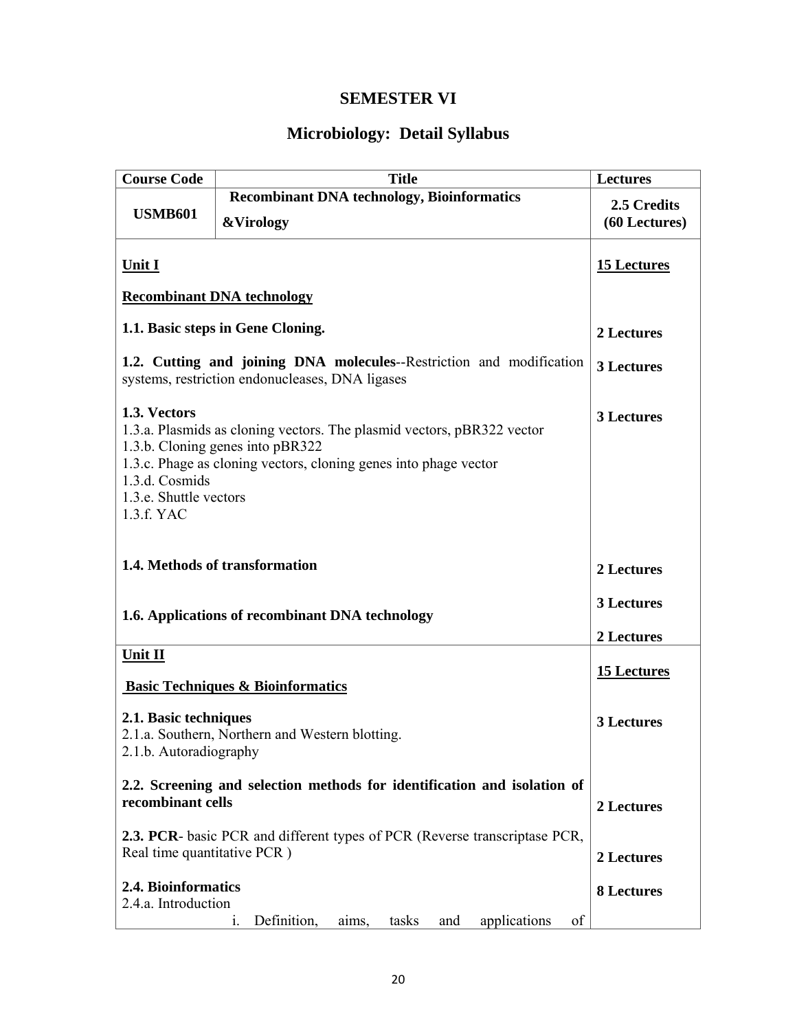# SEMESTER VI

## Microbiology: Detail Syllabus

| Course Code | Title | Lectures |
|---|---|---|
| **USMB601** | **Recombinant DNA technology, Bioinformatics &Virology** | **2.5 Credits (60 Lectures)** |
| **Unit I**<br><br>**Recombinant DNA technology** | | **15 Lectures** |
| **1.1. Basic steps in Gene Cloning.** | | **2 Lectures** |
| **1.2. Cutting and joining DNA molecules**--Restriction and modification systems, restriction endonucleases, DNA ligases | | **3 Lectures** |
| **1.3. Vectors**<br>1.3.a. Plasmids as cloning vectors. The plasmid vectors, pBR322 vector<br>1.3.b. Cloning genes into pBR322<br>1.3.c. Phage as cloning vectors, cloning genes into phage vector<br>1.3.d. Cosmids<br>1.3.e. Shuttle vectors<br>1.3.f. YAC | | **3 Lectures** |
| **1.4. Methods of transformation** | | **2 Lectures** |
| | | **3 Lectures** |
| **1.6. Applications of recombinant DNA technology** | | **2 Lectures** |
| **Unit II**<br><br>**Basic Techniques & Bioinformatics** | | **15 Lectures** |
| **2.1. Basic techniques**<br>2.1.a. Southern, Northern and Western blotting.<br>2.1.b. Autoradiography | | **3 Lectures** |
| **2.2. Screening and selection methods for identification and isolation of recombinant cells** | | **2 Lectures** |
| **2.3. PCR**- basic PCR and different types of PCR (Reverse transcriptase PCR, Real time quantitative PCR ) | | **2 Lectures** |
| **2.4. Bioinformatics**<br>2.4.a. Introduction<br>i. Definition, aims, tasks and applications of | | **8 Lectures** |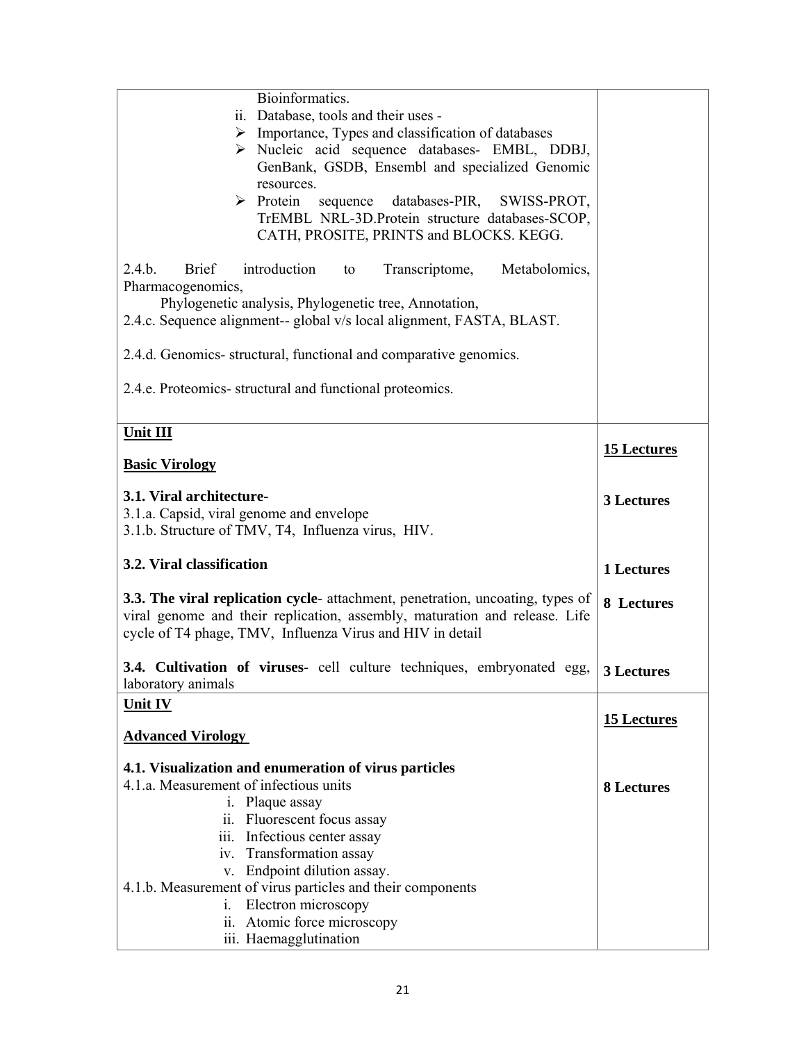| | |
|---|---|
| Bioinformatics.<br>ii. Database, tools and their uses -<br>➢ Importance, Types and classification of databases<br>➢ Nucleic acid sequence databases- EMBL, DDBJ, GenBank, GSDB, Ensembl and specialized Genomic resources.<br>➢ Protein sequence databases-PIR, SWISS-PROT, TrEMBL NRL-3D.Protein structure databases-SCOP, CATH, PROSITE, PRINTS and BLOCKS. KEGG.<br><br>2.4.b. Brief introduction to Transcriptome, Metabolomics, Pharmacogenomics,<br>Phylogenetic analysis, Phylogenetic tree, Annotation,<br>2.4.c. Sequence alignment-- global v/s local alignment, FASTA, BLAST.<br><br>2.4.d. Genomics- structural, functional and comparative genomics.<br><br>2.4.e. Proteomics- structural and functional proteomics. | |
| **<u>Unit III</u>**<br><br>**<u>Basic Virology</u>** | **<u>15 Lectures</u>** |
| **3.1. Viral architecture-**<br>3.1.a. Capsid, viral genome and envelope<br>3.1.b. Structure of TMV, T4, Influenza virus, HIV. | **3 Lectures** |
| **3.2. Viral classification** | **1 Lectures** |
| **3.3. The viral replication cycle**- attachment, penetration, uncoating, types of viral genome and their replication, assembly, maturation and release. Life cycle of T4 phage, TMV, Influenza Virus and HIV in detail | **8 Lectures** |
| **3.4. Cultivation of viruses**- cell culture techniques, embryonated egg, laboratory animals | **3 Lectures** |
| **<u>Unit IV</u>**<br><br>**<u>Advanced Virology</u>** | **<u>15 Lectures</u>** |
| **4.1. Visualization and enumeration of virus particles**<br>4.1.a. Measurement of infectious units<br>i. Plaque assay<br>ii. Fluorescent focus assay<br>iii. Infectious center assay<br>iv. Transformation assay<br>v. Endpoint dilution assay.<br>4.1.b. Measurement of virus particles and their components<br>i. Electron microscopy<br>ii. Atomic force microscopy<br>iii. Haemagglutination | **8 Lectures** |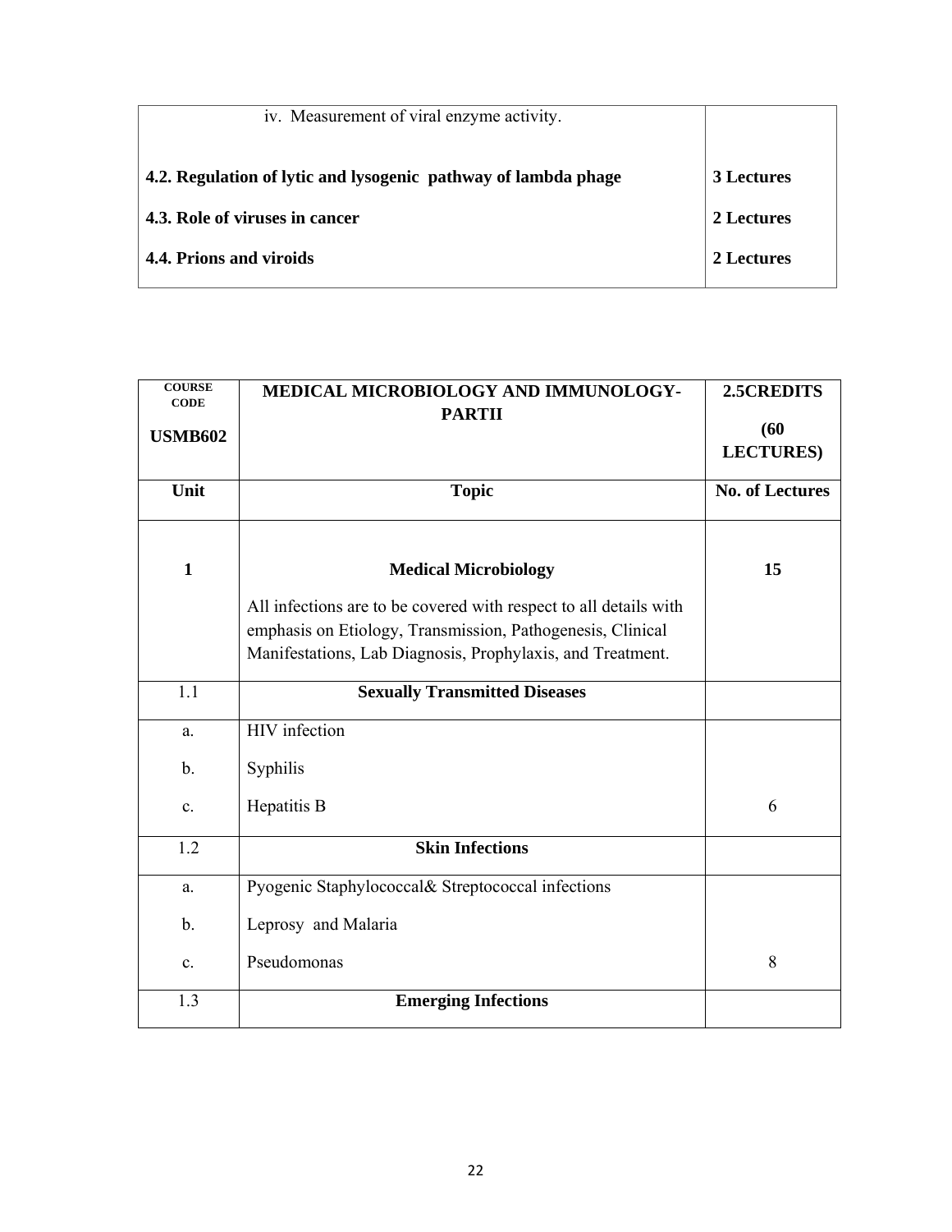| | |
|---|---|
| iv. Measurement of viral enzyme activity. | |
| **4.2. Regulation of lytic and lysogenic pathway of lambda phage** | **3 Lectures** |
| **4.3. Role of viruses in cancer** | **2 Lectures** |
| **4.4. Prions and viroids** | **2 Lectures** |

| **COURSE CODE** **USMB602** | **MEDICAL MICROBIOLOGY AND IMMUNOLOGY-PARTII** | **2.5CREDITS (60 LECTURES)** |
|---|---|---|
| **Unit** | **Topic** | **No. of Lectures** |
| **1** | **Medical Microbiology** All infections are to be covered with respect to all details with emphasis on Etiology, Transmission, Pathogenesis, Clinical Manifestations, Lab Diagnosis, Prophylaxis, and Treatment. | **15** |
| 1.1 | **Sexually Transmitted Diseases** | |
| a. b. c. | HIV infection Syphilis Hepatitis B | 6 |
| 1.2 | **Skin Infections** | |
| a. b. c. | Pyogenic Staphylococcal& Streptococcal infections Leprosy and Malaria Pseudomonas | 8 |
| 1.3 | **Emerging Infections** | |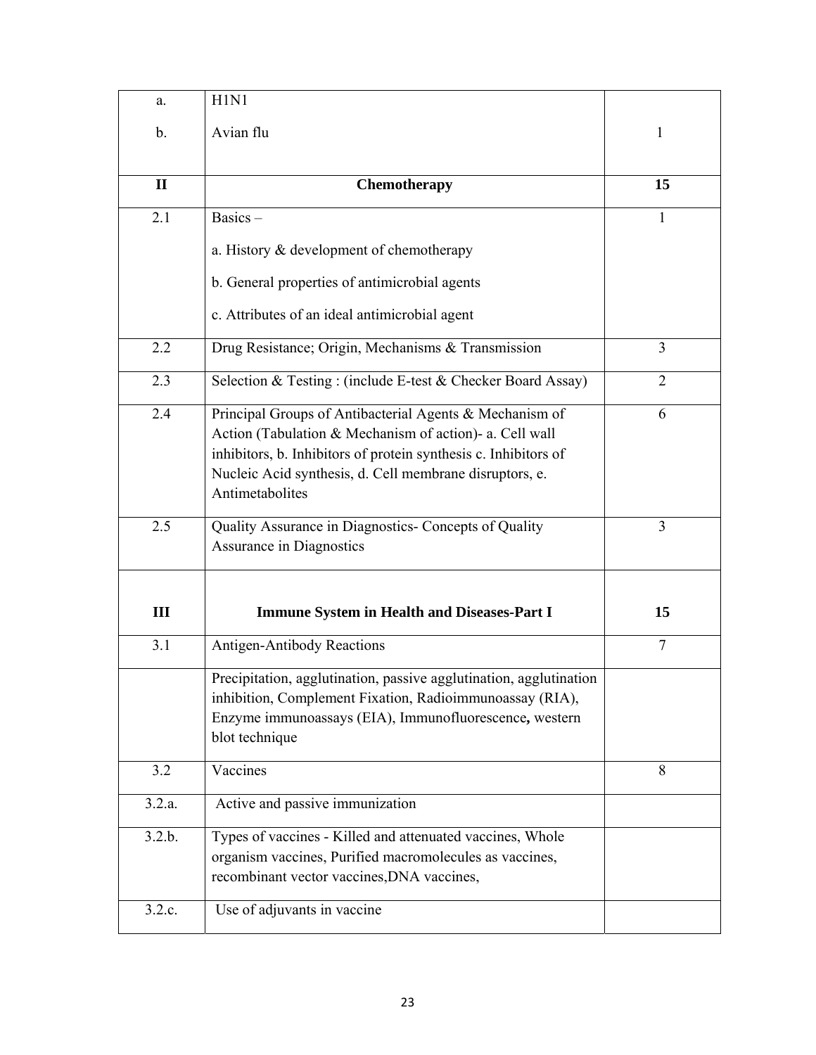| | | |
|---|---|---|
| a.<br><br>b. | H1N1<br><br>Avian flu | <br><br>1 |
| **II** | **Chemotherapy** | **15** |
| 2.1 | Basics –<br><br>a. History & development of chemotherapy<br><br>b. General properties of antimicrobial agents<br><br>c. Attributes of an ideal antimicrobial agent | 1 |
| 2.2 | Drug Resistance; Origin, Mechanisms & Transmission | 3 |
| 2.3 | Selection & Testing : (include E-test & Checker Board Assay) | 2 |
| 2.4 | Principal Groups of Antibacterial Agents & Mechanism of Action (Tabulation & Mechanism of action)- a. Cell wall inhibitors, b. Inhibitors of protein synthesis c. Inhibitors of Nucleic Acid synthesis, d. Cell membrane disruptors, e. Antimetabolites | 6 |
| 2.5 | Quality Assurance in Diagnostics- Concepts of Quality Assurance in Diagnostics | 3 |
| **III** | **Immune System in Health and Diseases-Part I** | **15** |
| 3.1 | Antigen-Antibody Reactions | 7 |
| | Precipitation, agglutination, passive agglutination, agglutination inhibition, Complement Fixation, Radioimmunoassay (RIA), Enzyme immunoassays (EIA), Immunofluorescence**,** western blot technique | |
| 3.2 | Vaccines | 8 |
| 3.2.a. | Active and passive immunization | |
| 3.2.b. | Types of vaccines - Killed and attenuated vaccines, Whole organism vaccines, Purified macromolecules as vaccines, recombinant vector vaccines,DNA vaccines, | |
| 3.2.c. | Use of adjuvants in vaccine | |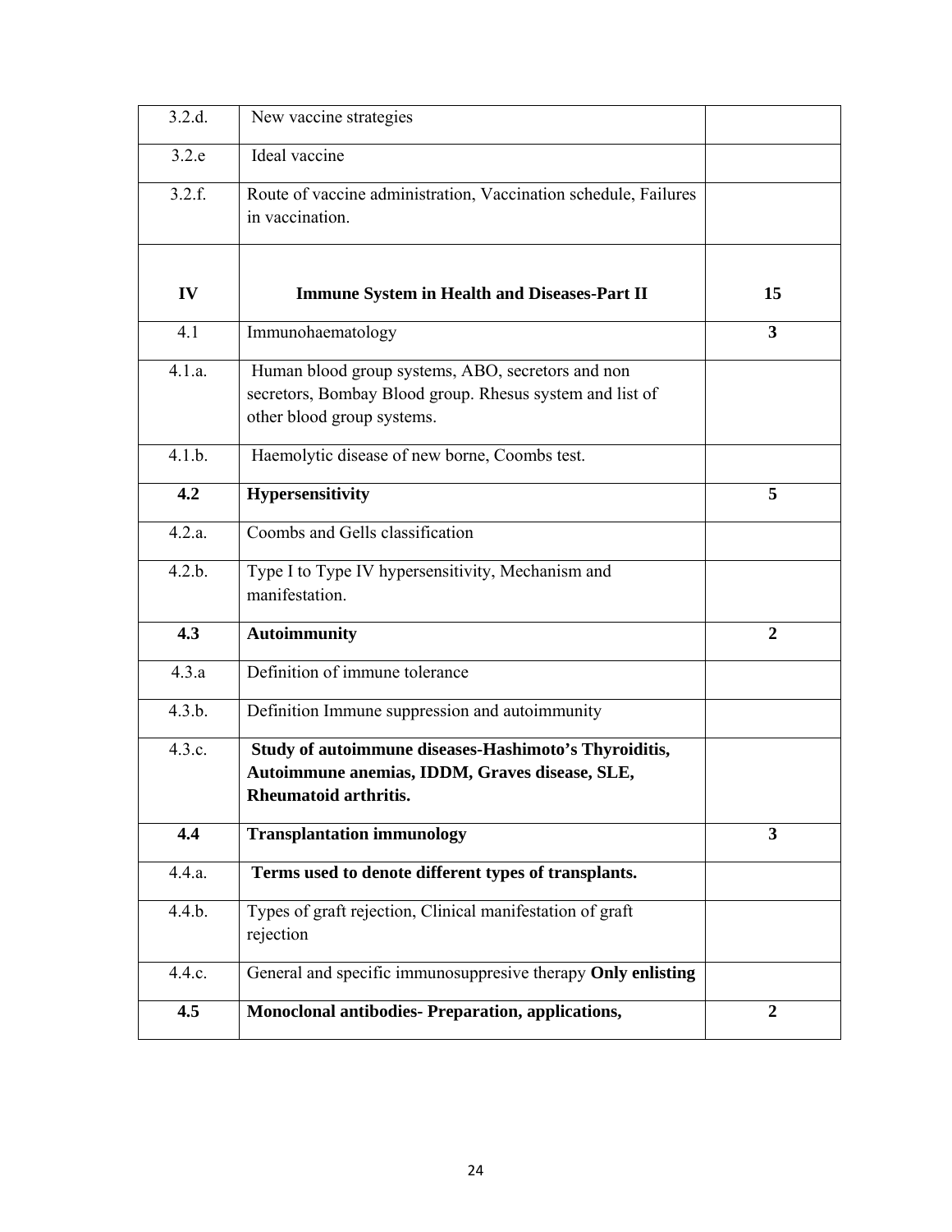| | | |
|---|---|---|
| 3.2.d. | New vaccine strategies | |
| 3.2.e | Ideal vaccine | |
| 3.2.f. | Route of vaccine administration, Vaccination schedule, Failures in vaccination. | |
| **IV** | **Immune System in Health and Diseases-Part II** | **15** |
| 4.1 | Immunohaematology | **3** |
| 4.1.a. | Human blood group systems, ABO, secretors and non secretors, Bombay Blood group. Rhesus system and list of other blood group systems. | |
| 4.1.b. | Haemolytic disease of new borne, Coombs test. | |
| **4.2** | **Hypersensitivity** | **5** |
| 4.2.a. | Coombs and Gells classification | |
| 4.2.b. | Type I to Type IV hypersensitivity, Mechanism and manifestation. | |
| **4.3** | **Autoimmunity** | **2** |
| 4.3.a | Definition of immune tolerance | |
| 4.3.b. | Definition Immune suppression and autoimmunity | |
| 4.3.c. | **Study of autoimmune diseases-Hashimoto's Thyroiditis, Autoimmune anemias, IDDM, Graves disease, SLE, Rheumatoid arthritis.** | |
| **4.4** | **Transplantation immunology** | **3** |
| 4.4.a. | **Terms used to denote different types of transplants.** | |
| 4.4.b. | Types of graft rejection, Clinical manifestation of graft rejection | |
| 4.4.c. | General and specific immunosuppresive therapy **Only enlisting** | |
| **4.5** | **Monoclonal antibodies- Preparation, applications,** | **2** |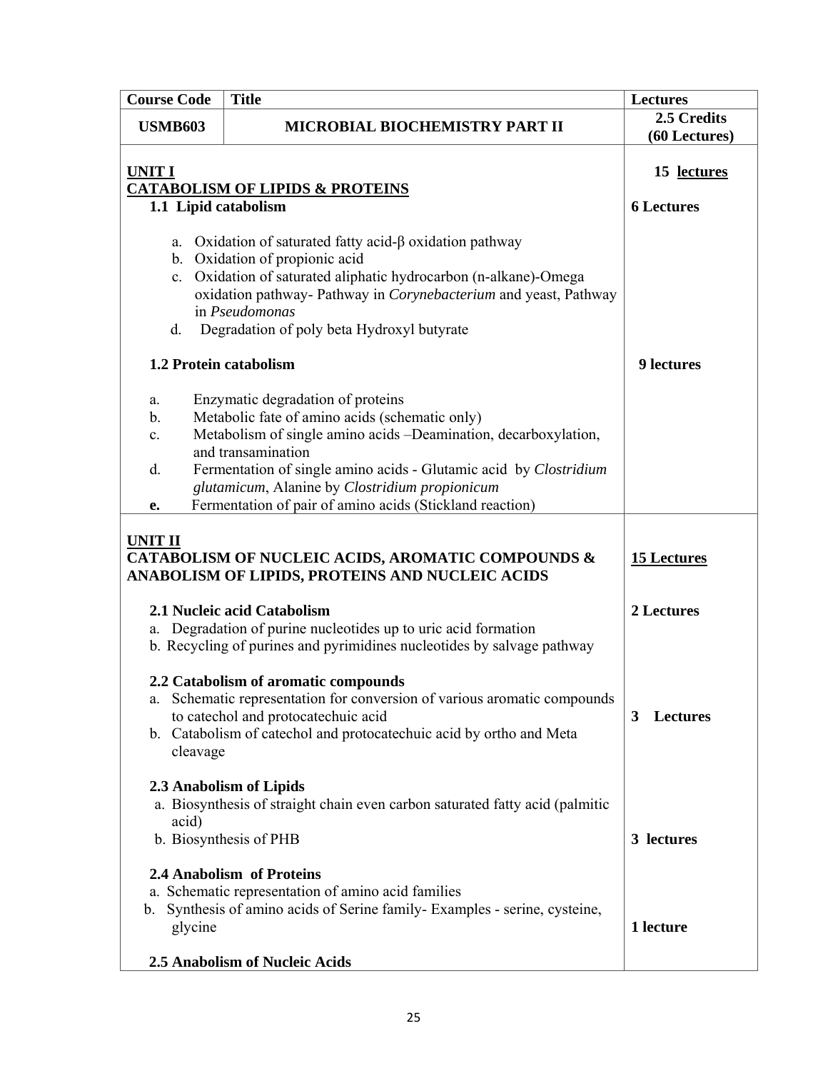| Course Code | Title | Lectures |
|---|---|---|
| **USMB603** | **MICROBIAL BIOCHEMISTRY PART II** | **2.5 Credits (60 Lectures)** |
| **UNIT I**<br>**CATABOLISM OF LIPIDS & PROTEINS**<br>**1.1 Lipid catabolism**<br><br>a. Oxidation of saturated fatty acid-β oxidation pathway<br>b. Oxidation of propionic acid<br>c. Oxidation of saturated aliphatic hydrocarbon (n-alkane)-Omega oxidation pathway- Pathway in *Corynebacterium* and yeast, Pathway in *Pseudomonas*<br>d. Degradation of poly beta Hydroxyl butyrate<br><br>**1.2 Protein catabolism**<br><br>a. Enzymatic degradation of proteins<br>b. Metabolic fate of amino acids (schematic only)<br>c. Metabolism of single amino acids –Deamination, decarboxylation, and transamination<br>d. Fermentation of single amino acids - Glutamic acid by *Clostridium glutamicum*, Alanine by *Clostridium propionicum*<br>**e.** Fermentation of pair of amino acids (Stickland reaction) | **15 lectures**<br><br>**6 Lectures**<br><br><br><br><br><br><br><br>**9 lectures** |
| **UNIT II**<br>**CATABOLISM OF NUCLEIC ACIDS, AROMATIC COMPOUNDS & ANABOLISM OF LIPIDS, PROTEINS AND NUCLEIC ACIDS**<br><br>**2.1 Nucleic acid Catabolism**<br>a. Degradation of purine nucleotides up to uric acid formation<br>b. Recycling of purines and pyrimidines nucleotides by salvage pathway<br><br>**2.2 Catabolism of aromatic compounds**<br>a. Schematic representation for conversion of various aromatic compounds to catechol and protocatechuic acid<br>b. Catabolism of catechol and protocatechuic acid by ortho and Meta cleavage<br><br>**2.3 Anabolism of Lipids**<br>a. Biosynthesis of straight chain even carbon saturated fatty acid (palmitic acid)<br>b. Biosynthesis of PHB<br><br>**2.4 Anabolism of Proteins**<br>a. Schematic representation of amino acid families<br>b. Synthesis of amino acids of Serine family- Examples - serine, cysteine, glycine<br><br>**2.5 Anabolism of Nucleic Acids** | **15 Lectures**<br><br>**2 Lectures**<br><br><br><br>**3 Lectures**<br><br><br><br>**3 lectures**<br><br><br>**1 lecture** |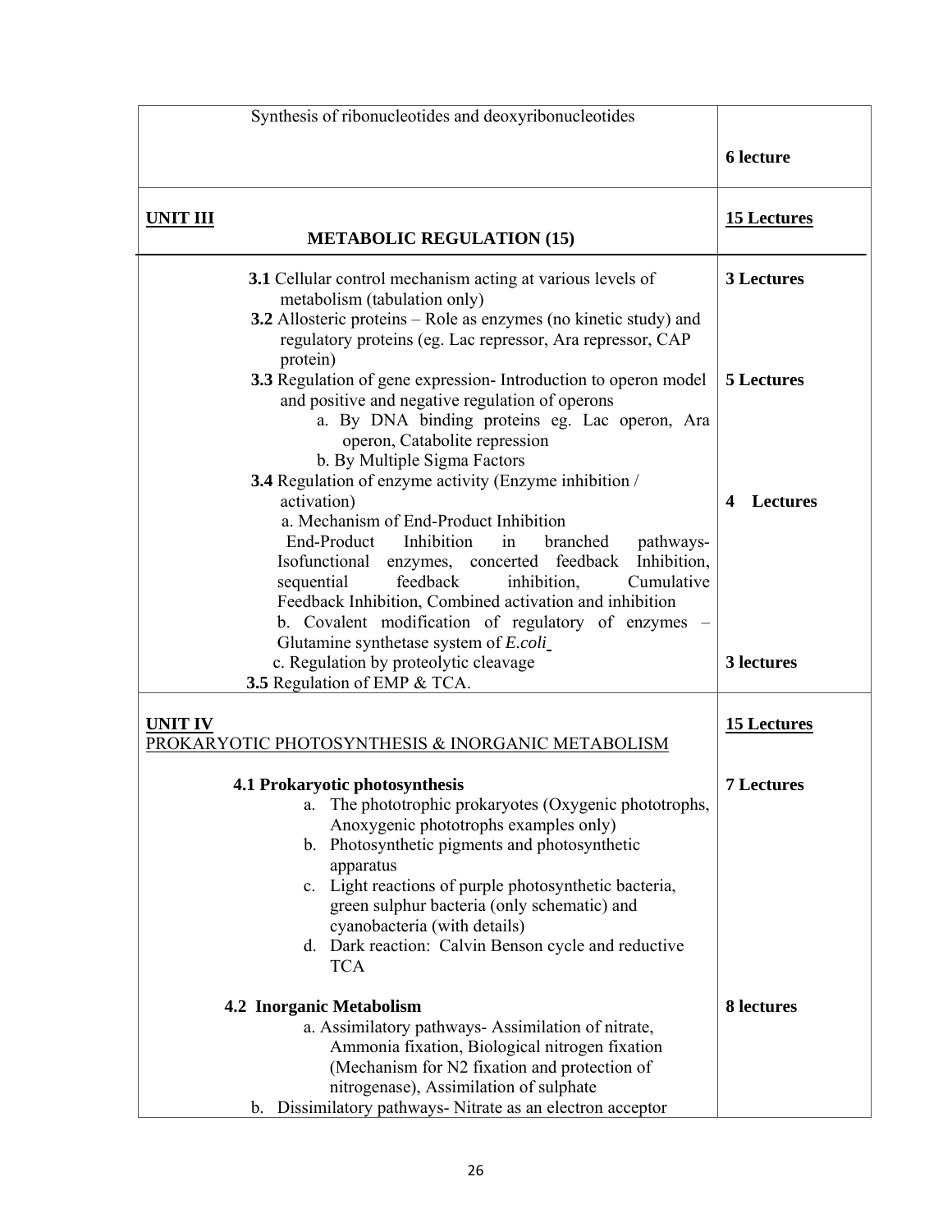| Synthesis of ribonucleotides and deoxyribonucleotides | **6 lecture** |
|---|---|
| **UNIT III**<br>**METABOLIC REGULATION (15)** | **15 Lectures** |
| **3.1** Cellular control mechanism acting at various levels of metabolism (tabulation only)<br>**3.2** Allosteric proteins – Role as enzymes (no kinetic study) and regulatory proteins (eg. Lac repressor, Ara repressor, CAP protein)<br>**3.3** Regulation of gene expression- Introduction to operon model and positive and negative regulation of operons<br>a. By DNA binding proteins eg. Lac operon, Ara operon, Catabolite repression<br>b. By Multiple Sigma Factors<br>**3.4** Regulation of enzyme activity (Enzyme inhibition / activation)<br>a. Mechanism of End-Product Inhibition<br>End-Product Inhibition in branched pathways- Isofunctional enzymes, concerted feedback Inhibition, sequential feedback inhibition, Cumulative Feedback Inhibition, Combined activation and inhibition<br>b. Covalent modification of regulatory of enzymes – Glutamine synthetase system of *E.coli*<br>c. Regulation by proteolytic cleavage<br>**3.5** Regulation of EMP & TCA. | **3 Lectures**<br><br><br><br>**5 Lectures**<br><br><br><br>**4 Lectures**<br><br><br><br><br><br>**3 lectures** |
| **UNIT IV**<br>PROKARYOTIC PHOTOSYNTHESIS & INORGANIC METABOLISM | **15 Lectures** |
| **4.1 Prokaryotic photosynthesis**<br>a. The phototrophic prokaryotes (Oxygenic phototrophs, Anoxygenic phototrophs examples only)<br>b. Photosynthetic pigments and photosynthetic apparatus<br>c. Light reactions of purple photosynthetic bacteria, green sulphur bacteria (only schematic) and cyanobacteria (with details)<br>d. Dark reaction: Calvin Benson cycle and reductive TCA<br><br>**4.2 Inorganic Metabolism**<br>a. Assimilatory pathways- Assimilation of nitrate, Ammonia fixation, Biological nitrogen fixation (Mechanism for N2 fixation and protection of nitrogenase), Assimilation of sulphate<br>b. Dissimilatory pathways- Nitrate as an electron acceptor | **7 Lectures**<br><br><br><br><br><br><br>**8 lectures** |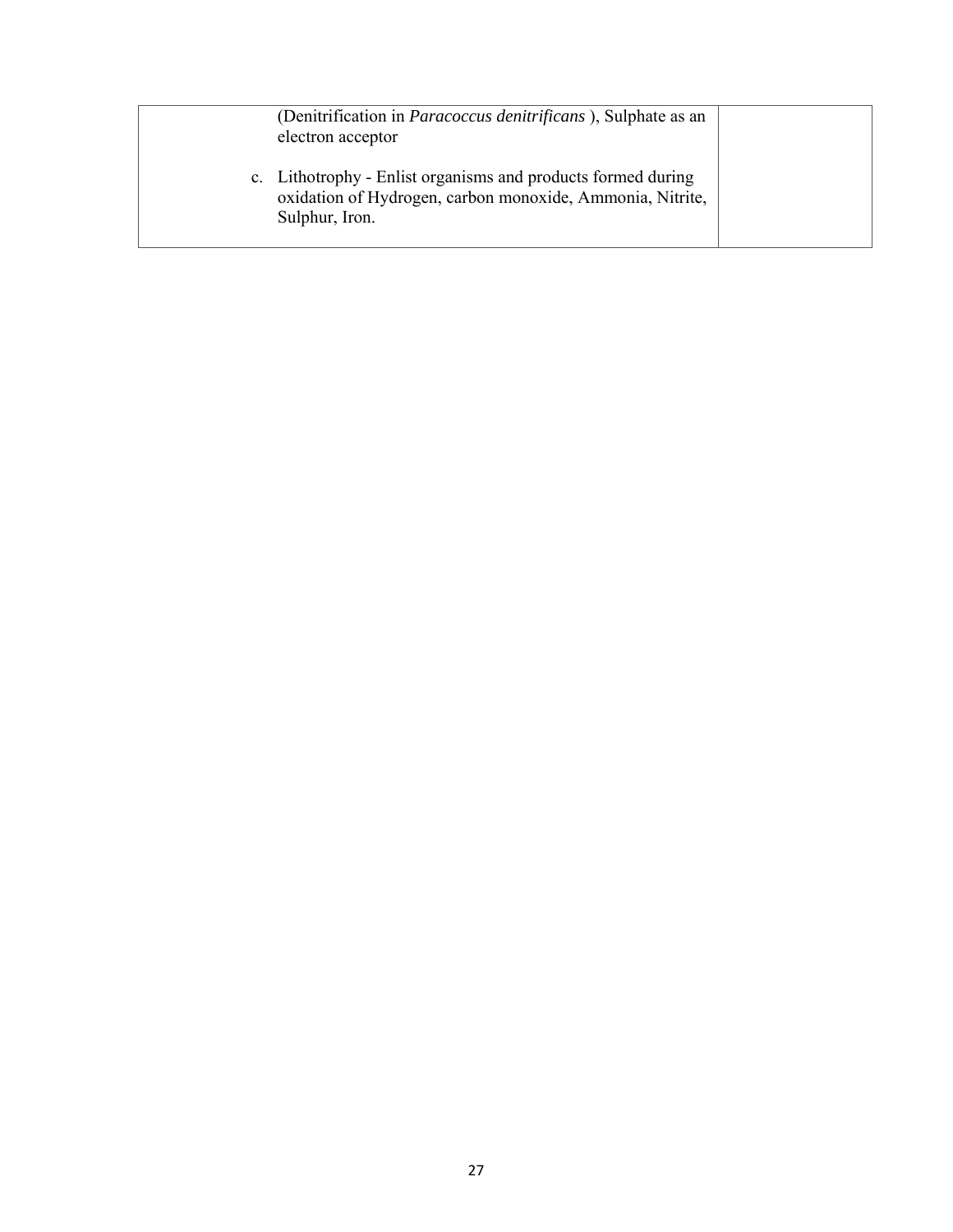| | | |
|---|---|---|
| | (Denitrification in *Paracoccus denitrificans* ), Sulphate as an electron acceptor<br><br>c. Lithotrophy - Enlist organisms and products formed during oxidation of Hydrogen, carbon monoxide, Ammonia, Nitrite, Sulphur, Iron. | |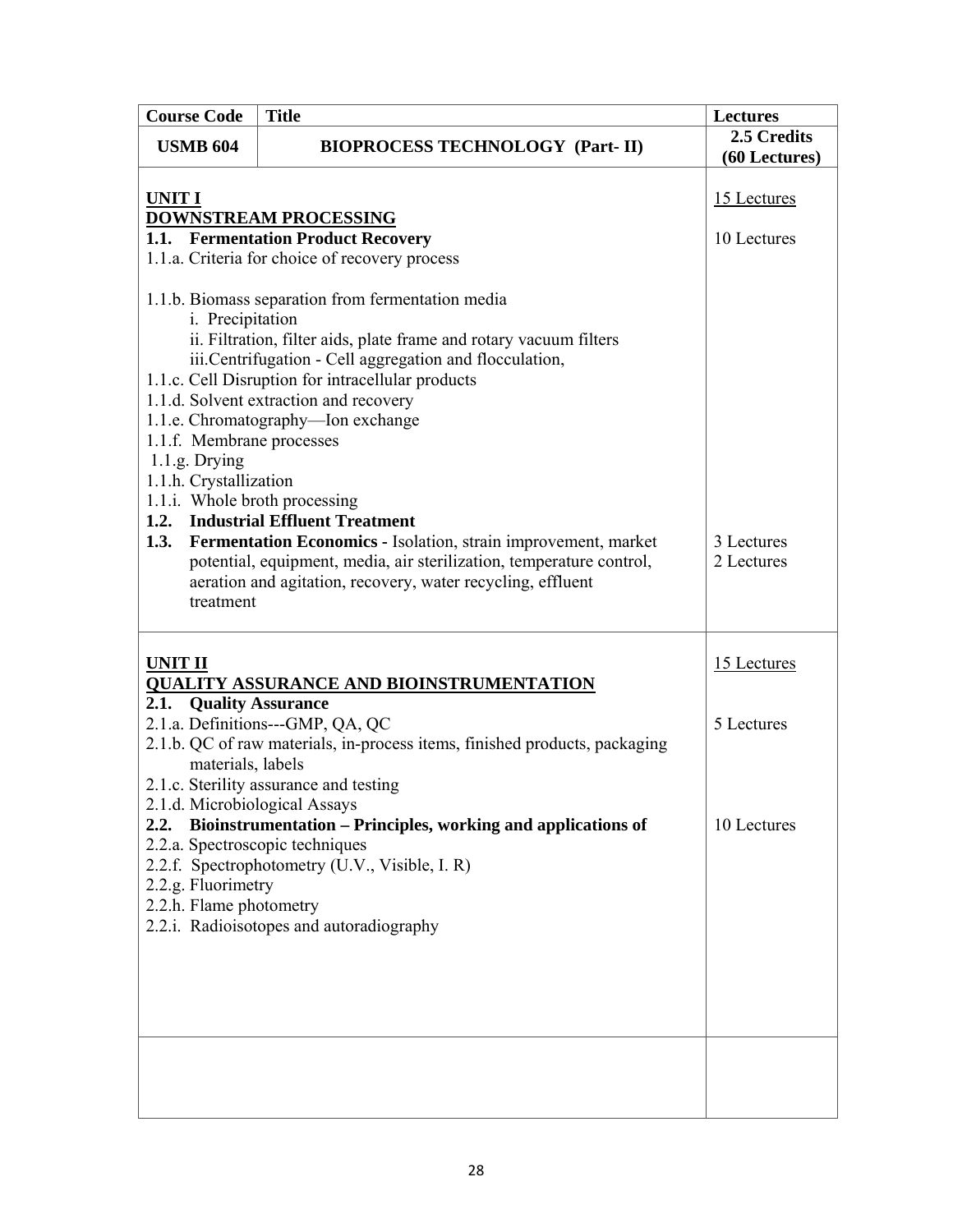| Course Code | Title | Lectures |
|---|---|---|
| USMB 604 | **BIOPROCESS TECHNOLOGY (Part- II)** | **2.5 Credits (60 Lectures)** |
| **UNIT I**<br>**DOWNSTREAM PROCESSING**<br>**1.1. Fermentation Product Recovery**<br>1.1.a. Criteria for choice of recovery process<br><br>1.1.b. Biomass separation from fermentation media<br>i. Precipitation<br>ii. Filtration, filter aids, plate frame and rotary vacuum filters<br>iii.Centrifugation - Cell aggregation and flocculation,<br>1.1.c. Cell Disruption for intracellular products<br>1.1.d. Solvent extraction and recovery<br>1.1.e. Chromatography—Ion exchange<br>1.1.f. Membrane processes<br>1.1.g. Drying<br>1.1.h. Crystallization<br>1.1.i. Whole broth processing<br>**1.2. Industrial Effluent Treatment**<br>**1.3. Fermentation Economics -** Isolation, strain improvement, market potential, equipment, media, air sterilization, temperature control, aeration and agitation, recovery, water recycling, effluent treatment | | 15 Lectures<br><br>10 Lectures<br><br><br><br><br><br><br><br><br><br><br><br><br><br>3 Lectures<br>2 Lectures |
| **UNIT II**<br>**QUALITY ASSURANCE AND BIOINSTRUMENTATION**<br>**2.1. Quality Assurance**<br>2.1.a. Definitions---GMP, QA, QC<br>2.1.b. QC of raw materials, in-process items, finished products, packaging materials, labels<br>2.1.c. Sterility assurance and testing<br>2.1.d. Microbiological Assays<br>**2.2. Bioinstrumentation – Principles, working and applications of**<br>2.2.a. Spectroscopic techniques<br>2.2.f. Spectrophotometry (U.V., Visible, I. R)<br>2.2.g. Fluorimetry<br>2.2.h. Flame photometry<br>2.2.i. Radioisotopes and autoradiography | | 15 Lectures<br><br><br>5 Lectures<br><br><br><br><br>10 Lectures |
| | | |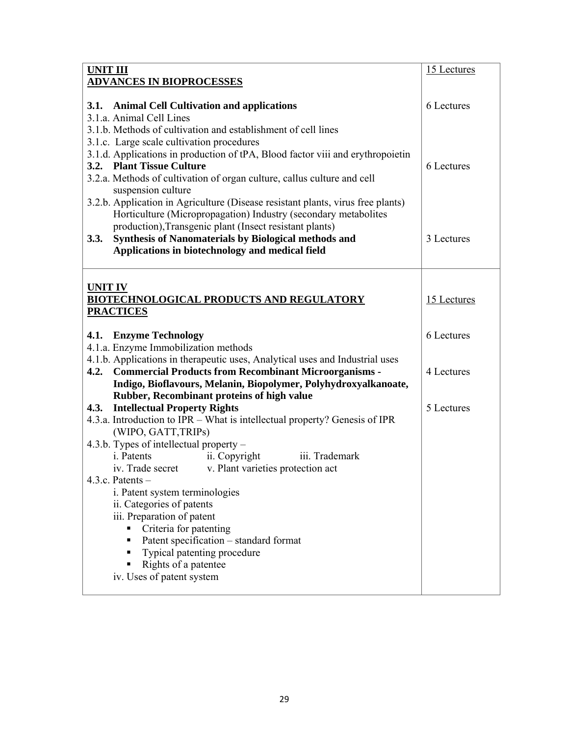| **UNIT III**<br>**ADVANCES IN BIOPROCESSES** | 15 Lectures |
|---|---|
| **3.1. Animal Cell Cultivation and applications**<br>3.1.a. Animal Cell Lines<br>3.1.b. Methods of cultivation and establishment of cell lines<br>3.1.c. Large scale cultivation procedures<br>3.1.d. Applications in production of tPA, Blood factor viii and erythropoietin | 6 Lectures |
| **3.2. Plant Tissue Culture**<br>3.2.a. Methods of cultivation of organ culture, callus culture and cell suspension culture<br>3.2.b. Application in Agriculture (Disease resistant plants, virus free plants) Horticulture (Micropropagation) Industry (secondary metabolites production),Transgenic plant (Insect resistant plants) | 6 Lectures |
| **3.3. Synthesis of Nanomaterials by Biological methods and Applications in biotechnology and medical field** | 3 Lectures |
| **UNIT IV**<br>**BIOTECHNOLOGICAL PRODUCTS AND REGULATORY PRACTICES** | 15 Lectures |
| **4.1. Enzyme Technology**<br>4.1.a. Enzyme Immobilization methods<br>4.1.b. Applications in therapeutic uses, Analytical uses and Industrial uses | 6 Lectures |
| **4.2. Commercial Products from Recombinant Microorganisms - Indigo, Bioflavours, Melanin, Biopolymer, Polyhydroxyalkanoate, Rubber, Recombinant proteins of high value** | 4 Lectures |
| **4.3. Intellectual Property Rights**<br>4.3.a. Introduction to IPR – What is intellectual property? Genesis of IPR (WIPO, GATT,TRIPs)<br>4.3.b. Types of intellectual property –<br>i. Patents ii. Copyright iii. Trademark<br>iv. Trade secret v. Plant varieties protection act<br>4.3.c. Patents –<br>i. Patent system terminologies<br>ii. Categories of patents<br>iii. Preparation of patent<br>▪ Criteria for patenting<br>▪ Patent specification – standard format<br>▪ Typical patenting procedure<br>▪ Rights of a patentee<br>iv. Uses of patent system | 5 Lectures |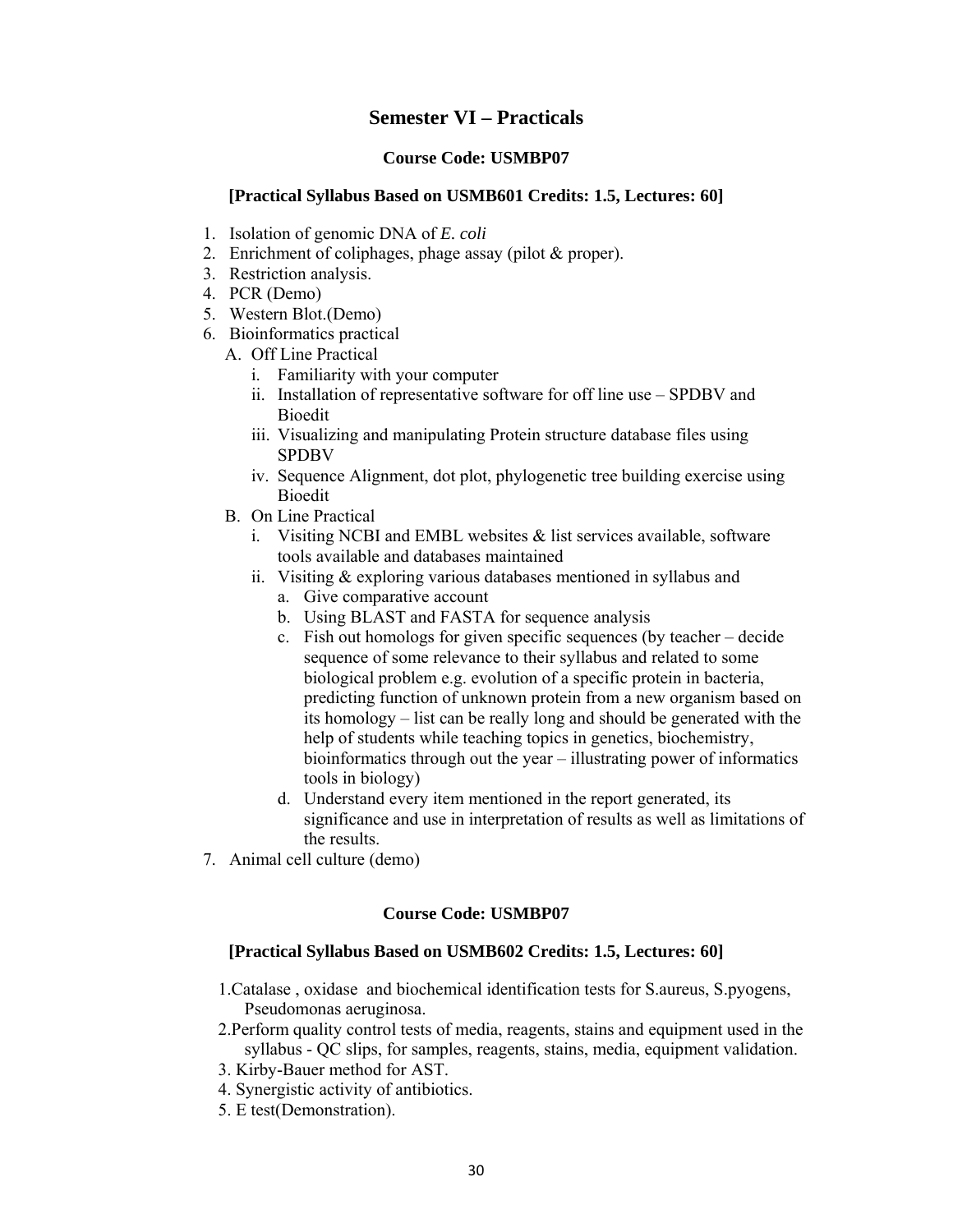# Semester VI – Practicals

### Course Code: USMBP07

#### [Practical Syllabus Based on USMB601 Credits: 1.5, Lectures: 60]

1. Isolation of genomic DNA of *E. coli*
2. Enrichment of coliphages, phage assay (pilot & proper).
3. Restriction analysis.
4. PCR (Demo)
5. Western Blot.(Demo)
6. Bioinformatics practical
   - A. Off Line Practical
     - i. Familiarity with your computer
     - ii. Installation of representative software for off line use – SPDBV and Bioedit
     - iii. Visualizing and manipulating Protein structure database files using SPDBV
     - iv. Sequence Alignment, dot plot, phylogenetic tree building exercise using Bioedit
   - B. On Line Practical
     - i. Visiting NCBI and EMBL websites & list services available, software tools available and databases maintained
     - ii. Visiting & exploring various databases mentioned in syllabus and
       - a. Give comparative account
       - b. Using BLAST and FASTA for sequence analysis
       - c. Fish out homologs for given specific sequences (by teacher – decide sequence of some relevance to their syllabus and related to some biological problem e.g. evolution of a specific protein in bacteria, predicting function of unknown protein from a new organism based on its homology – list can be really long and should be generated with the help of students while teaching topics in genetics, biochemistry, bioinformatics through out the year – illustrating power of informatics tools in biology)
       - d. Understand every item mentioned in the report generated, its significance and use in interpretation of results as well as limitations of the results.
7. Animal cell culture (demo)

### Course Code: USMBP07

#### [Practical Syllabus Based on USMB602 Credits: 1.5, Lectures: 60]

1. Catalase , oxidase and biochemical identification tests for S.aureus, S.pyogens, Pseudomonas aeruginosa.
2. Perform quality control tests of media, reagents, stains and equipment used in the syllabus - QC slips, for samples, reagents, stains, media, equipment validation.
3. Kirby-Bauer method for AST.
4. Synergistic activity of antibiotics.
5. E test(Demonstration).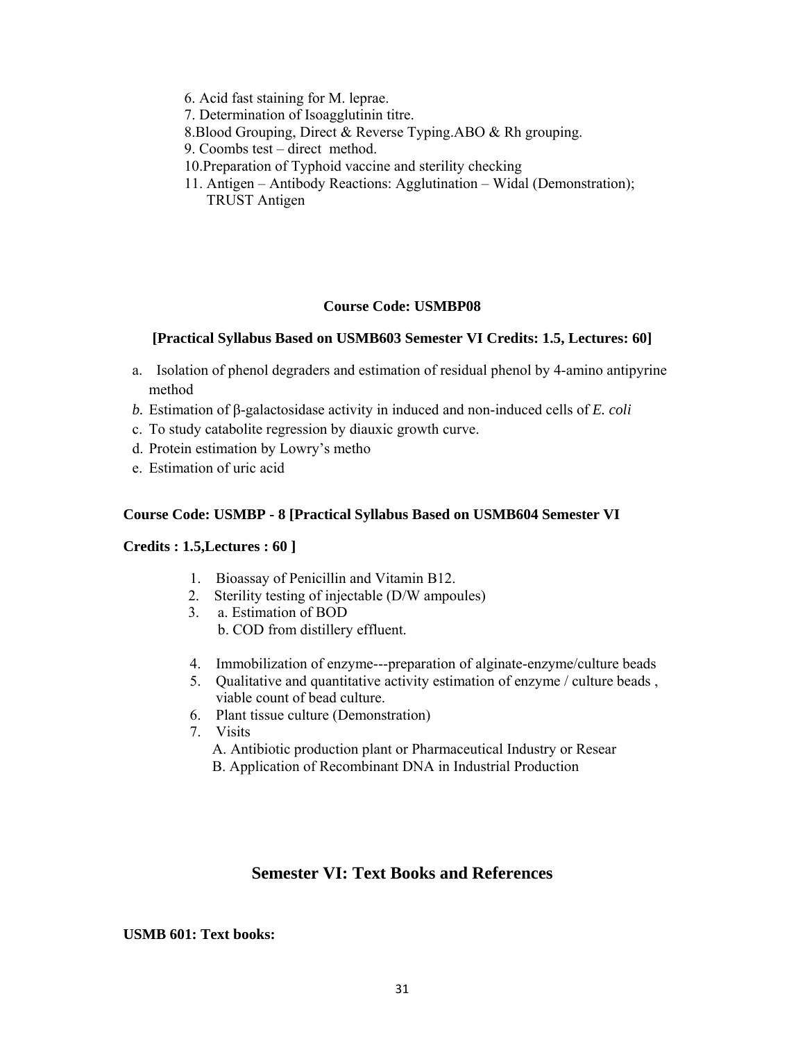6. Acid fast staining for M. leprae.
7. Determination of Isoagglutinin titre.
8. Blood Grouping, Direct & Reverse Typing.ABO & Rh grouping.
9. Coombs test – direct method.
10. Preparation of Typhoid vaccine and sterility checking
11. Antigen – Antibody Reactions: Agglutination – Widal (Demonstration); TRUST Antigen

**Course Code: USMBP08**

**[Practical Syllabus Based on USMB603 Semester VI Credits: 1.5, Lectures: 60]**

a. Isolation of phenol degraders and estimation of residual phenol by 4-amino antipyrine method
*b.* Estimation of β-galactosidase activity in induced and non-induced cells of *E. coli*
c. To study catabolite regression by diauxic growth curve.
d. Protein estimation by Lowry's metho
e. Estimation of uric acid

**Course Code: USMBP - 8 [Practical Syllabus Based on USMB604 Semester VI**

**Credits : 1.5,Lectures : 60 ]**

1. Bioassay of Penicillin and Vitamin B12.
2. Sterility testing of injectable (D/W ampoules)
3. a. Estimation of BOD
   b. COD from distillery effluent.
4. Immobilization of enzyme---preparation of alginate-enzyme/culture beads
5. Qualitative and quantitative activity estimation of enzyme / culture beads , viable count of bead culture.
6. Plant tissue culture (Demonstration)
7. Visits
   A. Antibiotic production plant or Pharmaceutical Industry or Resear
   B. Application of Recombinant DNA in Industrial Production

## Semester VI: Text Books and References

**USMB 601: Text books:**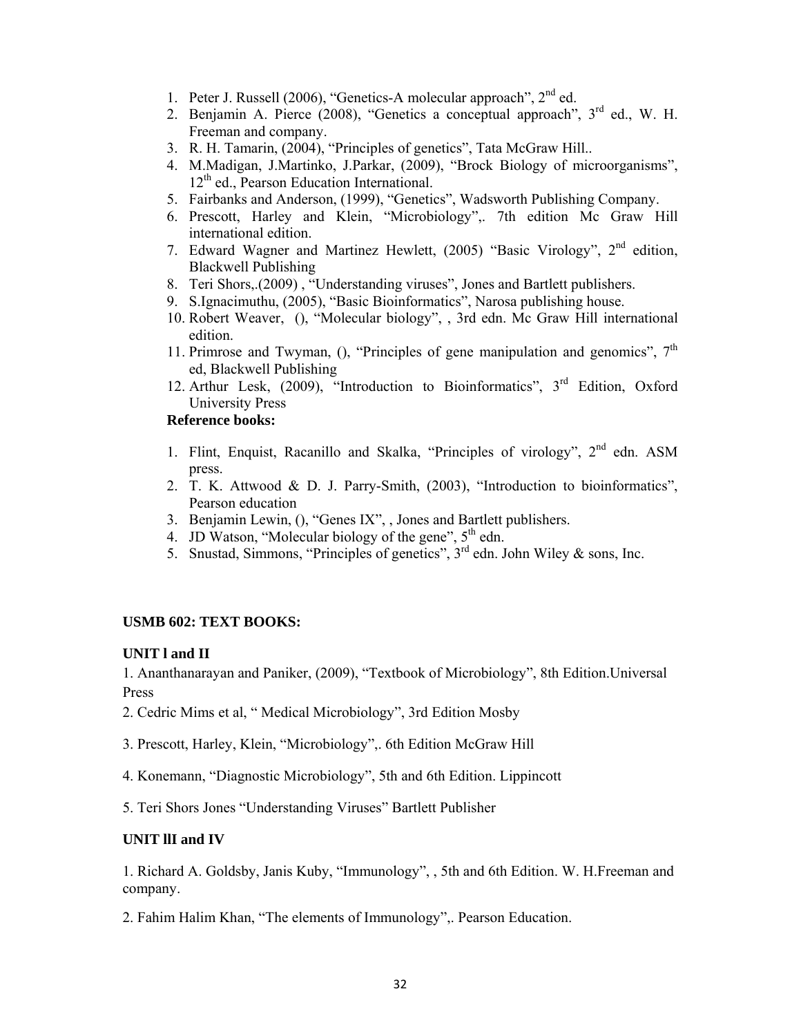1. Peter J. Russell (2006), "Genetics-A molecular approach", 2nd ed.
2. Benjamin A. Pierce (2008), "Genetics a conceptual approach", 3rd ed., W. H. Freeman and company.
3. R. H. Tamarin, (2004), "Principles of genetics", Tata McGraw Hill..
4. M.Madigan, J.Martinko, J.Parkar, (2009), "Brock Biology of microorganisms", 12th ed., Pearson Education International.
5. Fairbanks and Anderson, (1999), "Genetics", Wadsworth Publishing Company.
6. Prescott, Harley and Klein, "Microbiology",. 7th edition Mc Graw Hill international edition.
7. Edward Wagner and Martinez Hewlett, (2005) "Basic Virology", 2nd edition, Blackwell Publishing
8. Teri Shors,.(2009) , "Understanding viruses", Jones and Bartlett publishers.
9. S.Ignacimuthu, (2005), "Basic Bioinformatics", Narosa publishing house.
10. Robert Weaver, (), "Molecular biology", , 3rd edn. Mc Graw Hill international edition.
11. Primrose and Twyman, (), "Principles of gene manipulation and genomics", 7th ed, Blackwell Publishing
12. Arthur Lesk, (2009), "Introduction to Bioinformatics", 3rd Edition, Oxford University Press

**Reference books:**

1. Flint, Enquist, Racanillo and Skalka, "Principles of virology", 2nd edn. ASM press.
2. T. K. Attwood & D. J. Parry-Smith, (2003), "Introduction to bioinformatics", Pearson education
3. Benjamin Lewin, (), "Genes IX", , Jones and Bartlett publishers.
4. JD Watson, "Molecular biology of the gene", 5th edn.
5. Snustad, Simmons, "Principles of genetics", 3rd edn. John Wiley & sons, Inc.

**USMB 602: TEXT BOOKS:**

**UNIT I and II**

1. Ananthanarayan and Paniker, (2009), "Textbook of Microbiology", 8th Edition.Universal Press

2. Cedric Mims et al, " Medical Microbiology", 3rd Edition Mosby

3. Prescott, Harley, Klein, "Microbiology",. 6th Edition McGraw Hill

4. Konemann, "Diagnostic Microbiology", 5th and 6th Edition. Lippincott

5. Teri Shors Jones "Understanding Viruses" Bartlett Publisher

**UNIT III and IV**

1. Richard A. Goldsby, Janis Kuby, "Immunology", , 5th and 6th Edition. W. H.Freeman and company.

2. Fahim Halim Khan, "The elements of Immunology",. Pearson Education.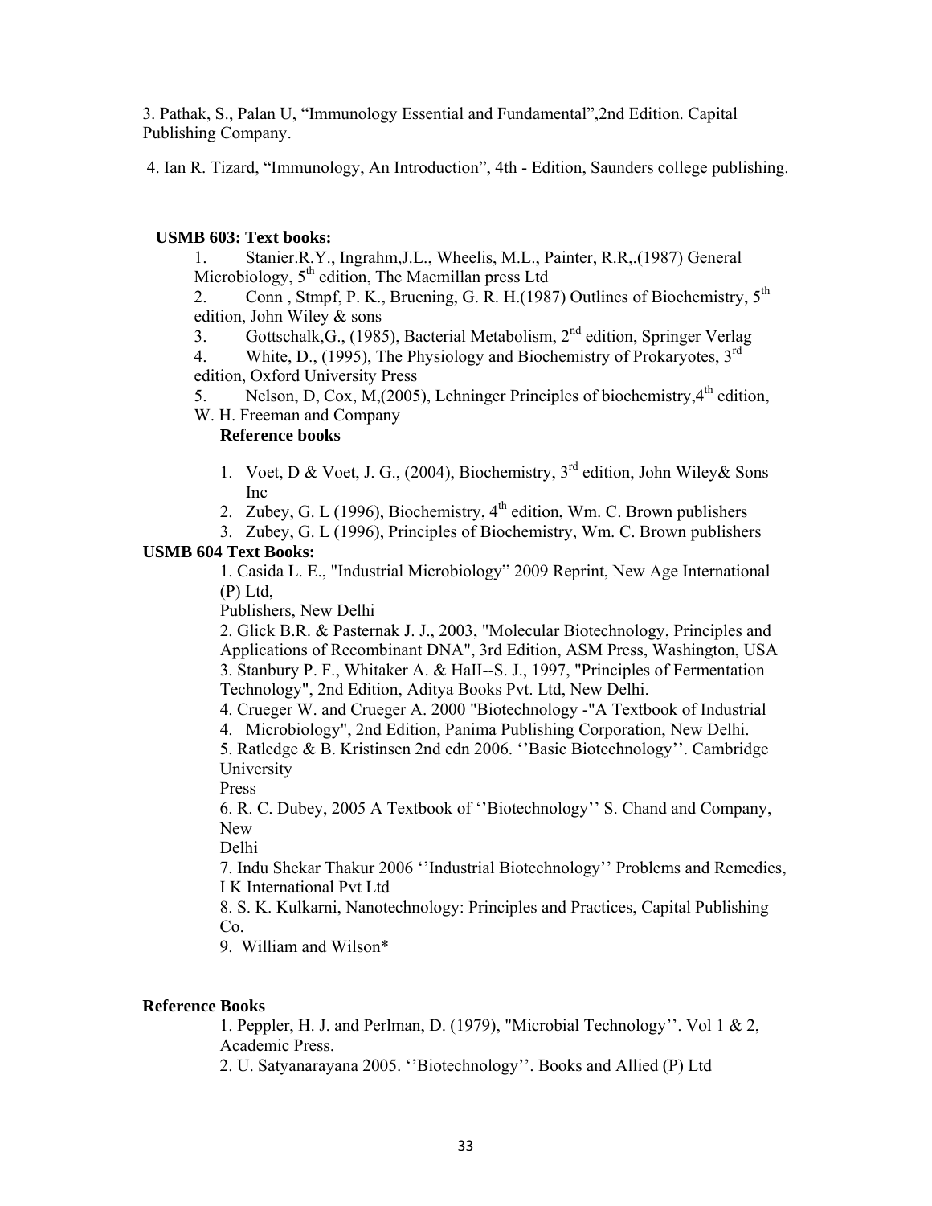3. Pathak, S., Palan U, “Immunology Essential and Fundamental”,2nd Edition. Capital Publishing Company.

4. Ian R. Tizard, “Immunology, An Introduction”, 4th - Edition, Saunders college publishing.

**USMB 603: Text books:**

1. Stanier.R.Y., Ingrahm,J.L., Wheelis, M.L., Painter, R.R,.(1987) General Microbiology, 5th edition, The Macmillan press Ltd
2. Conn , Stmpf, P. K., Bruening, G. R. H.(1987) Outlines of Biochemistry, 5th edition, John Wiley & sons
3. Gottschalk,G., (1985), Bacterial Metabolism, 2nd edition, Springer Verlag
4. White, D., (1995), The Physiology and Biochemistry of Prokaryotes, 3rd edition, Oxford University Press
5. Nelson, D, Cox, M,(2005), Lehninger Principles of biochemistry,4th edition, W. H. Freeman and Company

**Reference books**

1. Voet, D & Voet, J. G., (2004), Biochemistry, 3rd edition, John Wiley& Sons Inc
2. Zubey, G. L (1996), Biochemistry, 4th edition, Wm. C. Brown publishers
3. Zubey, G. L (1996), Principles of Biochemistry, Wm. C. Brown publishers

**USMB 604 Text Books:**

1. Casida L. E., "Industrial Microbiology” 2009 Reprint, New Age International (P) Ltd, Publishers, New Delhi
2. Glick B.R. & Pasternak J. J., 2003, "Molecular Biotechnology, Principles and Applications of Recombinant DNA", 3rd Edition, ASM Press, Washington, USA
3. Stanbury P. F., Whitaker A. & HaII--S. J., 1997, "Principles of Fermentation Technology", 2nd Edition, Aditya Books Pvt. Ltd, New Delhi.
4. Crueger W. and Crueger A. 2000 "Biotechnology -"A Textbook of Industrial Microbiology", 2nd Edition, Panima Publishing Corporation, New Delhi.
5. Ratledge & B. Kristinsen 2nd edn 2006. ‘’Basic Biotechnology’’. Cambridge University Press
6. R. C. Dubey, 2005 A Textbook of ‘’Biotechnology’’ S. Chand and Company, New Delhi
7. Indu Shekar Thakur 2006 ‘’Industrial Biotechnology’’ Problems and Remedies, I K International Pvt Ltd
8. S. K. Kulkarni, Nanotechnology: Principles and Practices, Capital Publishing Co.
9. William and Wilson*

**Reference Books**

1. Peppler, H. J. and Perlman, D. (1979), "Microbial Technology’’. Vol 1 & 2, Academic Press.
2. U. Satyanarayana 2005. ‘’Biotechnology’’. Books and Allied (P) Ltd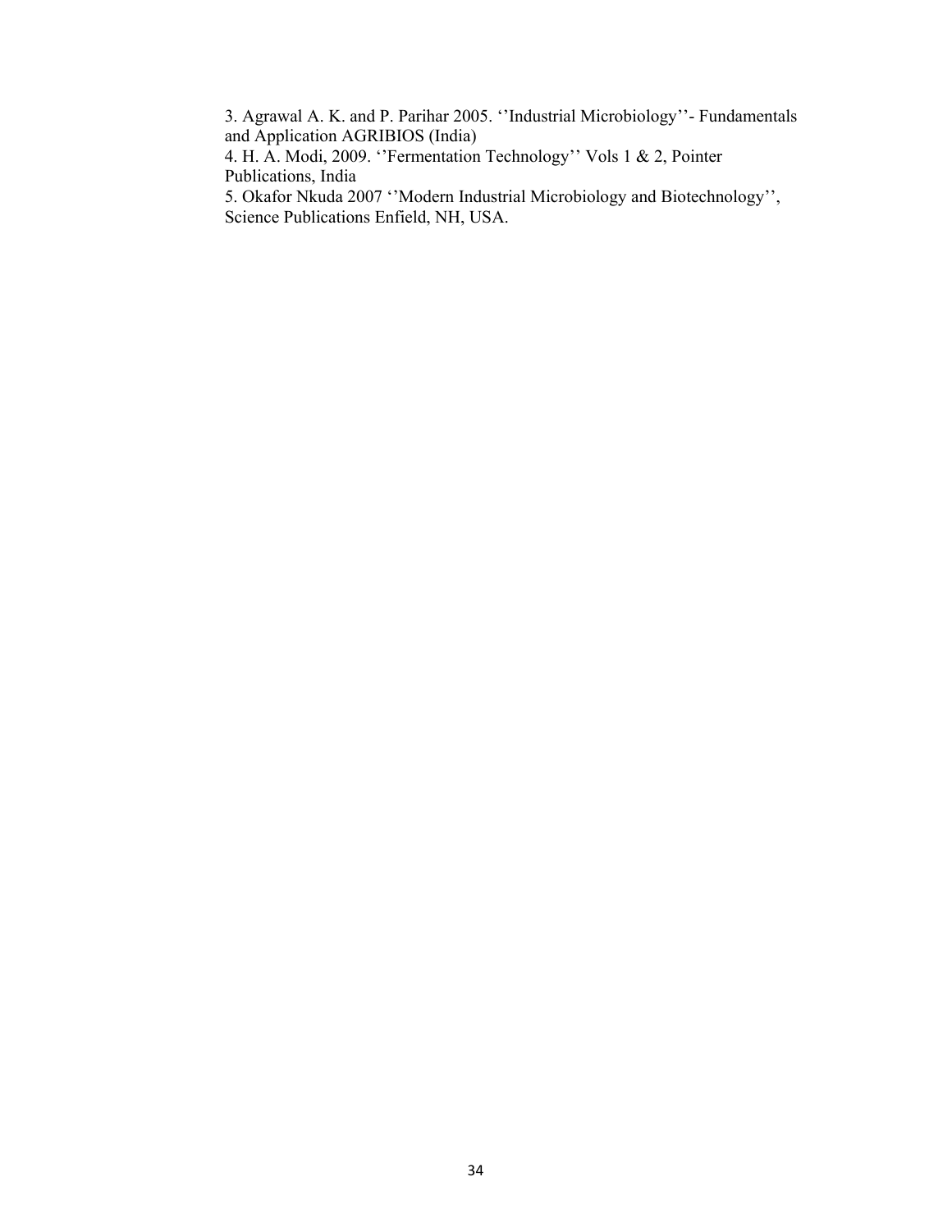3. Agrawal A. K. and P. Parihar 2005. ''Industrial Microbiology''- Fundamentals and Application AGRIBIOS (India)
4. H. A. Modi, 2009. ''Fermentation Technology'' Vols 1 & 2, Pointer Publications, India
5. Okafor Nkuda 2007 ''Modern Industrial Microbiology and Biotechnology'', Science Publications Enfield, NH, USA.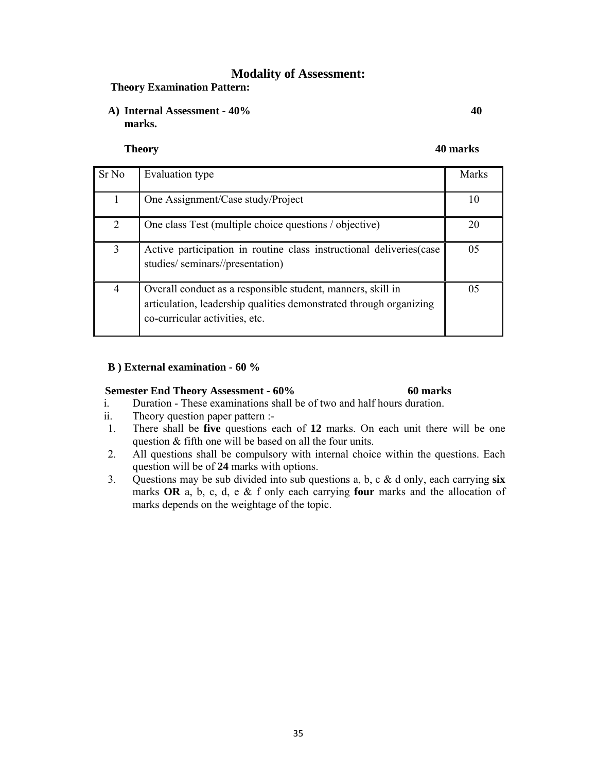# Modality of Assessment:

**Theory Examination Pattern:**

**A) Internal Assessment - 40% 40 marks.**

**Theory 40 marks**

| Sr No | Evaluation type | Marks |
|---|---|---|
| 1 | One Assignment/Case study/Project | 10 |
| 2 | One class Test (multiple choice questions / objective) | 20 |
| 3 | Active participation in routine class instructional deliveries(case studies/ seminars//presentation) | 05 |
| 4 | Overall conduct as a responsible student, manners, skill in articulation, leadership qualities demonstrated through organizing co-curricular activities, etc. | 05 |

**B ) External examination - 60 %**

**Semester End Theory Assessment - 60% 60 marks**

i. Duration - These examinations shall be of two and half hours duration.

ii. Theory question paper pattern :-

1. There shall be **five** questions each of **12** marks. On each unit there will be one question & fifth one will be based on all the four units.
2. All questions shall be compulsory with internal choice within the questions. Each question will be of **24** marks with options.
3. Questions may be sub divided into sub questions a, b, c & d only, each carrying **six** marks **OR** a, b, c, d, e & f only each carrying **four** marks and the allocation of marks depends on the weightage of the topic.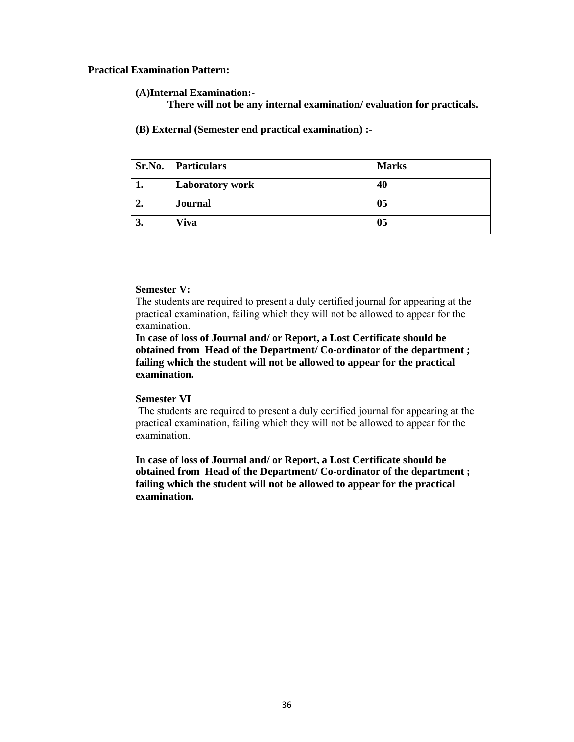**Practical Examination Pattern:**

**(A)Internal Examination:-**

**There will not be any internal examination/ evaluation for practicals.**

**(B) External (Semester end practical examination) :-**

| Sr.No. | Particulars | Marks |
|---|---|---|
| **1.** | **Laboratory work** | **40** |
| **2.** | **Journal** | **05** |
| **3.** | **Viva** | **05** |

**Semester V:**

The students are required to present a duly certified journal for appearing at the practical examination, failing which they will not be allowed to appear for the examination.

**In case of loss of Journal and/ or Report, a Lost Certificate should be obtained from Head of the Department/ Co-ordinator of the department ; failing which the student will not be allowed to appear for the practical examination.**

**Semester VI**

The students are required to present a duly certified journal for appearing at the practical examination, failing which they will not be allowed to appear for the examination.

**In case of loss of Journal and/ or Report, a Lost Certificate should be obtained from Head of the Department/ Co-ordinator of the department ; failing which the student will not be allowed to appear for the practical examination.**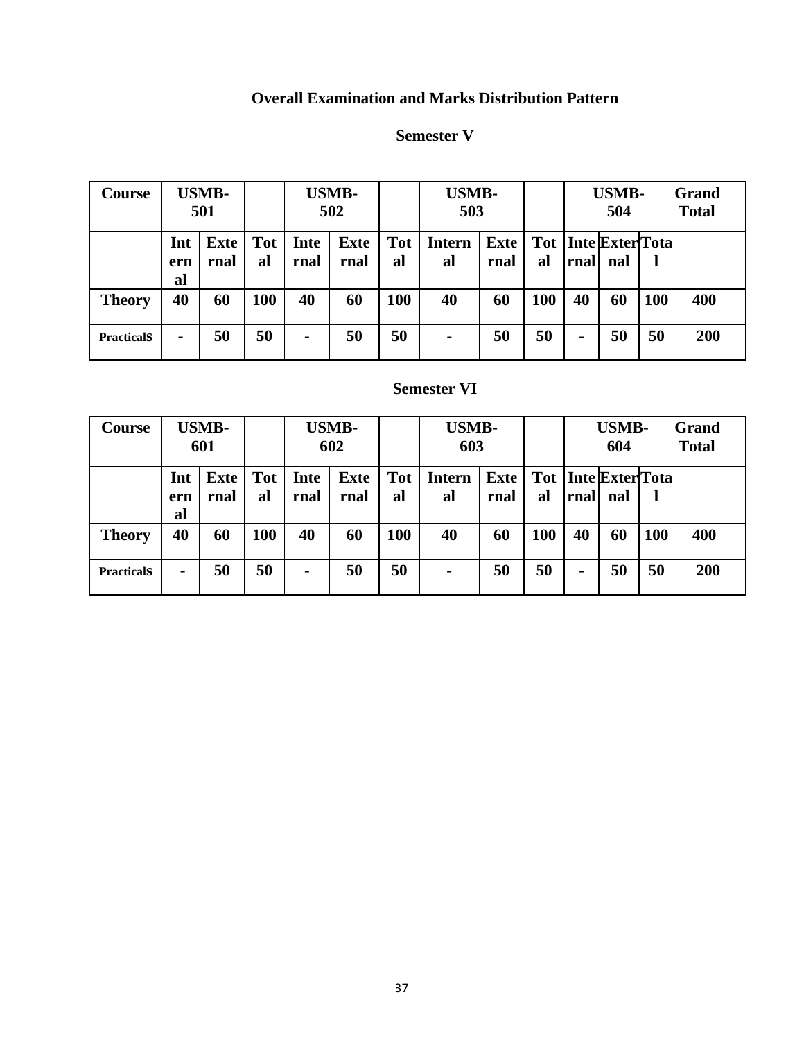# Overall Examination and Marks Distribution Pattern

## Semester V

| Course | USMB-501 | | | USMB-502 | | | USMB-503 | | | USMB-504 | | | Grand Total |
|---|---|---|---|---|---|---|---|---|---|---|---|---|---|
| | Internal | External | Total | Internal | External | Total | Internal | External | Total | Internal | External | Total | |
| Theory | 40 | 60 | 100 | 40 | 60 | 100 | 40 | 60 | 100 | 40 | 60 | 100 | 400 |
| Practicals | - | 50 | 50 | - | 50 | 50 | - | 50 | 50 | - | 50 | 50 | 200 |

## Semester VI

| Course | USMB-601 | | | USMB-602 | | | USMB-603 | | | USMB-604 | | | Grand Total |
|---|---|---|---|---|---|---|---|---|---|---|---|---|---|
| | Internal | External | Total | Internal | External | Total | Internal | External | Total | Internal | External | Total | |
| Theory | 40 | 60 | 100 | 40 | 60 | 100 | 40 | 60 | 100 | 40 | 60 | 100 | 400 |
| Practicals | - | 50 | 50 | - | 50 | 50 | - | 50 | 50 | - | 50 | 50 | 200 |